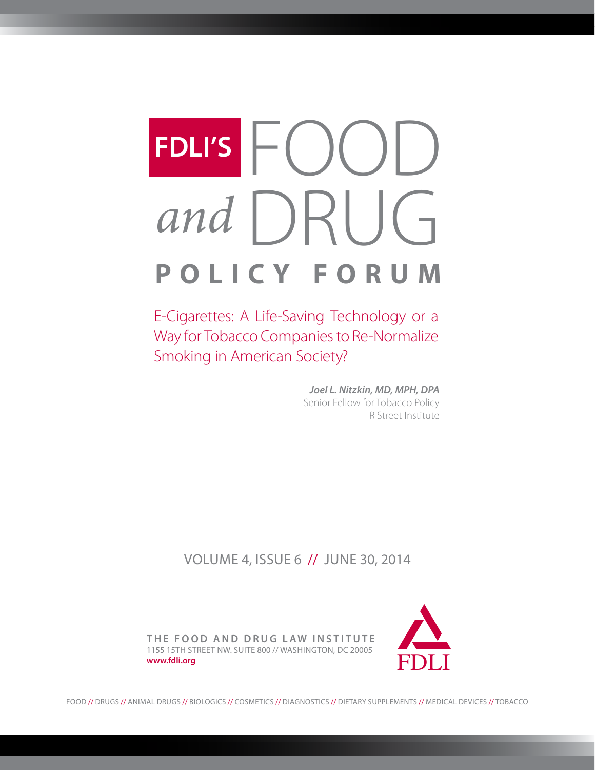# FDLI'S FOOD *and* DRUG POLICY FORUM

## E-Cigarettes: A Life-Saving Technology or a Way for Tobacco Companies to Re-Normalize Smoking in American Society?

***Joel L. Nitzkin, MD, MPH, DPA***
Senior Fellow for Tobacco Policy
R Street Institute

VOLUME 4, ISSUE 6 // JUNE 30, 2014

**THE FOOD AND DRUG LAW INSTITUTE**
1155 15TH STREET NW. SUITE 800 // WASHINGTON, DC 20005
**www.fdli.org**

FDLI

FOOD // DRUGS // ANIMAL DRUGS // BIOLOGICS // COSMETICS // DIAGNOSTICS // DIETARY SUPPLEMENTS // MEDICAL DEVICES // TOBACCO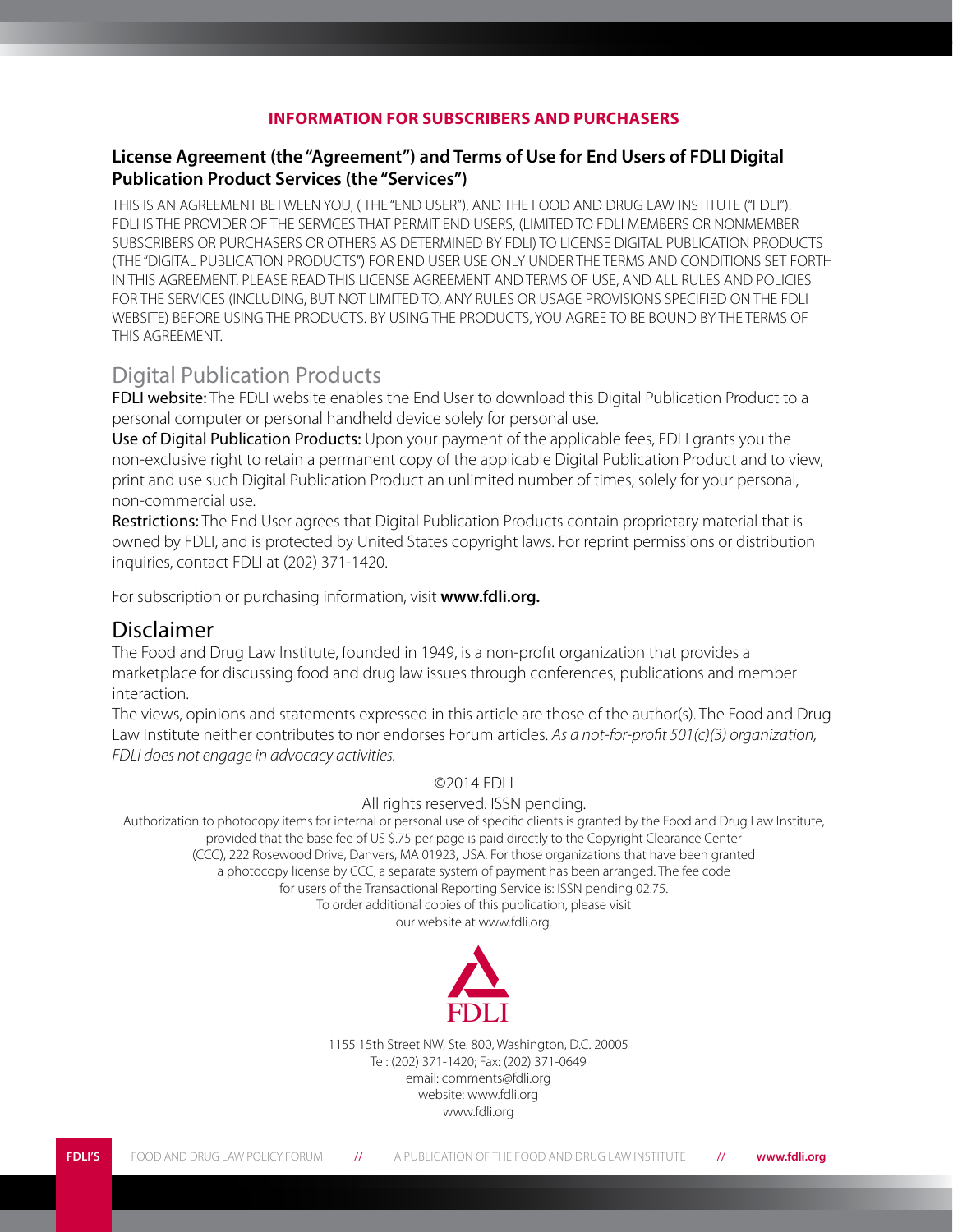**INFORMATION FOR SUBSCRIBERS AND PURCHASERS**

## License Agreement (the "Agreement") and Terms of Use for End Users of FDLI Digital Publication Product Services (the "Services")

THIS IS AN AGREEMENT BETWEEN YOU, ( THE "END USER"), AND THE FOOD AND DRUG LAW INSTITUTE ("FDLI"). FDLI IS THE PROVIDER OF THE SERVICES THAT PERMIT END USERS, (LIMITED TO FDLI MEMBERS OR NONMEMBER SUBSCRIBERS OR PURCHASERS OR OTHERS AS DETERMINED BY FDLI) TO LICENSE DIGITAL PUBLICATION PRODUCTS (THE "DIGITAL PUBLICATION PRODUCTS") FOR END USER USE ONLY UNDER THE TERMS AND CONDITIONS SET FORTH IN THIS AGREEMENT. PLEASE READ THIS LICENSE AGREEMENT AND TERMS OF USE, AND ALL RULES AND POLICIES FOR THE SERVICES (INCLUDING, BUT NOT LIMITED TO, ANY RULES OR USAGE PROVISIONS SPECIFIED ON THE FDLI WEBSITE) BEFORE USING THE PRODUCTS. BY USING THE PRODUCTS, YOU AGREE TO BE BOUND BY THE TERMS OF THIS AGREEMENT.

## Digital Publication Products

FDLI website: The FDLI website enables the End User to download this Digital Publication Product to a personal computer or personal handheld device solely for personal use.

Use of Digital Publication Products: Upon your payment of the applicable fees, FDLI grants you the non-exclusive right to retain a permanent copy of the applicable Digital Publication Product and to view, print and use such Digital Publication Product an unlimited number of times, solely for your personal, non-commercial use.

Restrictions: The End User agrees that Digital Publication Products contain proprietary material that is owned by FDLI, and is protected by United States copyright laws. For reprint permissions or distribution inquiries, contact FDLI at (202) 371-1420.

For subscription or purchasing information, visit **www.fdli.org.**

## Disclaimer

The Food and Drug Law Institute, founded in 1949, is a non-profit organization that provides a marketplace for discussing food and drug law issues through conferences, publications and member interaction.

The views, opinions and statements expressed in this article are those of the author(s). The Food and Drug Law Institute neither contributes to nor endorses Forum articles. *As a not-for-profit 501(c)(3) organization, FDLI does not engage in advocacy activities.*

©2014 FDLI

All rights reserved. ISSN pending.

Authorization to photocopy items for internal or personal use of specific clients is granted by the Food and Drug Law Institute, provided that the base fee of US $.75 per page is paid directly to the Copyright Clearance Center (CCC), 222 Rosewood Drive, Danvers, MA 01923, USA. For those organizations that have been granted a photocopy license by CCC, a separate system of payment has been arranged. The fee code for users of the Transactional Reporting Service is: ISSN pending 02.75. To order additional copies of this publication, please visit our website at www.fdli.org.

FDLI

1155 15th Street NW, Ste. 800, Washington, D.C. 20005
Tel: (202) 371-1420; Fax: (202) 371-0649
email: comments@fdli.org
website: www.fdli.org
www.fdli.org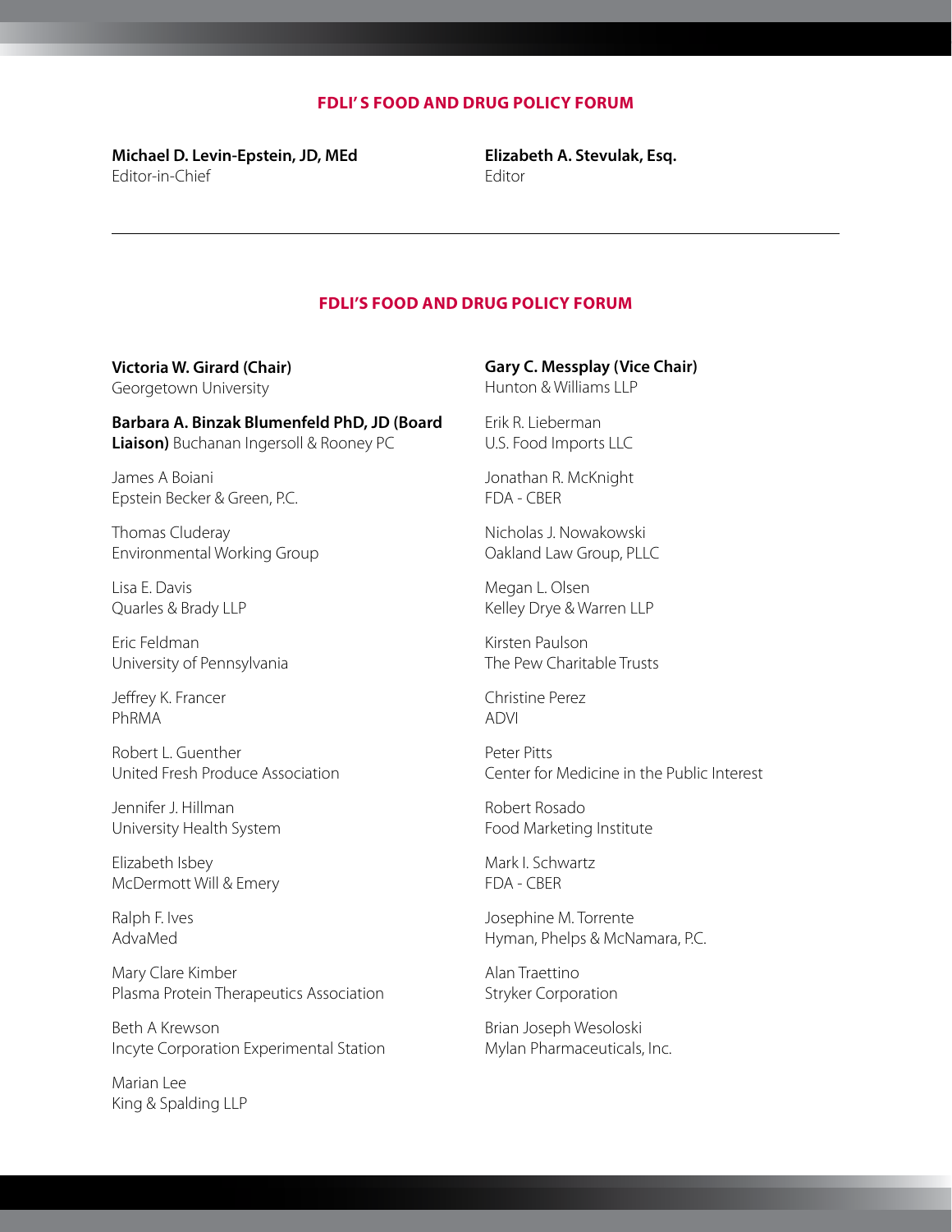## FDLI' S FOOD AND DRUG POLICY FORUM

**Michael D. Levin-Epstein, JD, MEd**
Editor-in-Chief

**Elizabeth A. Stevulak, Esq.**
Editor

---

## FDLI'S FOOD AND DRUG POLICY FORUM

**Victoria W. Girard (Chair)**
Georgetown University

**Barbara A. Binzak Blumenfeld PhD, JD (Board Liaison)** Buchanan Ingersoll & Rooney PC

James A Boiani
Epstein Becker & Green, P.C.

Thomas Cluderay
Environmental Working Group

Lisa E. Davis
Quarles & Brady LLP

Eric Feldman
University of Pennsylvania

Jeffrey K. Francer
PhRMA

Robert L. Guenther
United Fresh Produce Association

Jennifer J. Hillman
University Health System

Elizabeth Isbey
McDermott Will & Emery

Ralph F. Ives
AdvaMed

Mary Clare Kimber
Plasma Protein Therapeutics Association

Beth A Krewson
Incyte Corporation Experimental Station

Marian Lee
King & Spalding LLP

**Gary C. Messplay (Vice Chair)**
Hunton & Williams LLP

Erik R. Lieberman
U.S. Food Imports LLC

Jonathan R. McKnight
FDA - CBER

Nicholas J. Nowakowski
Oakland Law Group, PLLC

Megan L. Olsen
Kelley Drye & Warren LLP

Kirsten Paulson
The Pew Charitable Trusts

Christine Perez
ADVI

Peter Pitts
Center for Medicine in the Public Interest

Robert Rosado
Food Marketing Institute

Mark I. Schwartz
FDA - CBER

Josephine M. Torrente
Hyman, Phelps & McNamara, P.C.

Alan Traettino
Stryker Corporation

Brian Joseph Wesoloski
Mylan Pharmaceuticals, Inc.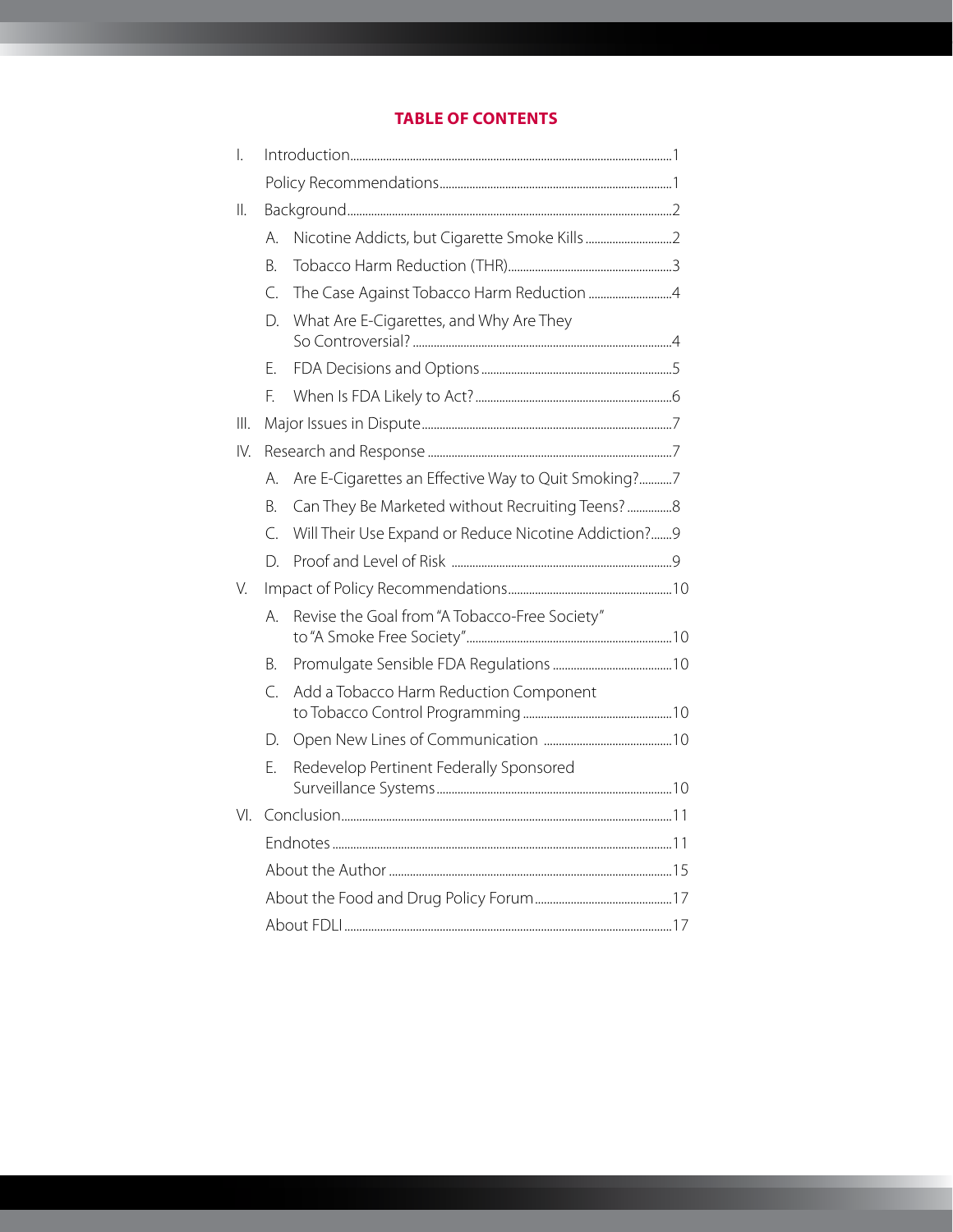## TABLE OF CONTENTS

- I. Introduction ... 1
  - Policy Recommendations ... 1
- II. Background ... 2
  - A. Nicotine Addicts, but Cigarette Smoke Kills ... 2
  - B. Tobacco Harm Reduction (THR) ... 3
  - C. The Case Against Tobacco Harm Reduction ... 4
  - D. What Are E-Cigarettes, and Why Are They So Controversial? ... 4
  - E. FDA Decisions and Options ... 5
  - F. When Is FDA Likely to Act? ... 6
- III. Major Issues in Dispute ... 7
- IV. Research and Response ... 7
  - A. Are E-Cigarettes an Effective Way to Quit Smoking? ... 7
  - B. Can They Be Marketed without Recruiting Teens? ... 8
  - C. Will Their Use Expand or Reduce Nicotine Addiction? ... 9
  - D. Proof and Level of Risk ... 9
- V. Impact of Policy Recommendations ... 10
  - A. Revise the Goal from "A Tobacco-Free Society" to "A Smoke Free Society" ... 10
  - B. Promulgate Sensible FDA Regulations ... 10
  - C. Add a Tobacco Harm Reduction Component to Tobacco Control Programming ... 10
  - D. Open New Lines of Communication ... 10
  - E. Redevelop Pertinent Federally Sponsored Surveillance Systems ... 10
- VI. Conclusion ... 11
  - Endnotes ... 11
  - About the Author ... 15
  - About the Food and Drug Policy Forum ... 17
  - About FDLI ... 17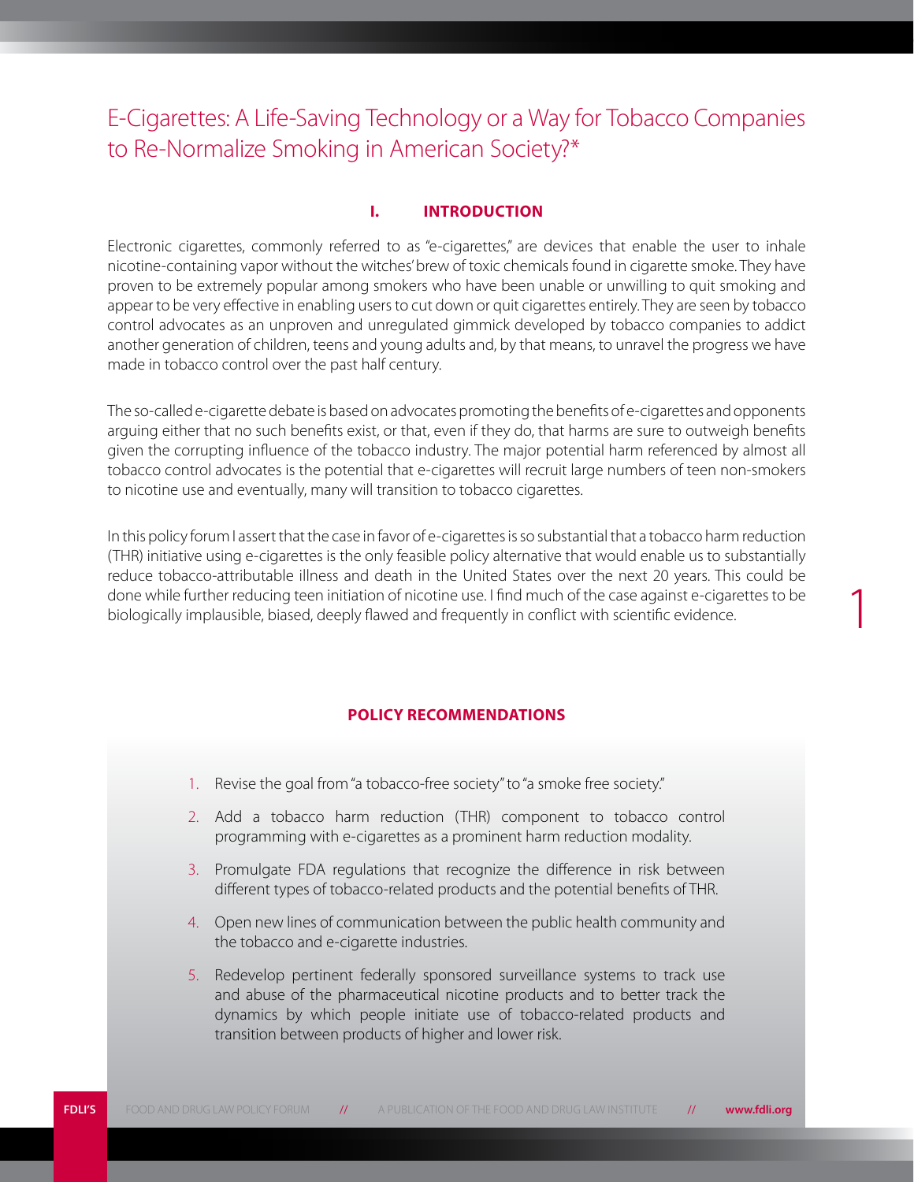# E-Cigarettes: A Life-Saving Technology or a Way for Tobacco Companies to Re-Normalize Smoking in American Society?*

## I. INTRODUCTION

Electronic cigarettes, commonly referred to as "e-cigarettes," are devices that enable the user to inhale nicotine-containing vapor without the witches' brew of toxic chemicals found in cigarette smoke. They have proven to be extremely popular among smokers who have been unable or unwilling to quit smoking and appear to be very effective in enabling users to cut down or quit cigarettes entirely. They are seen by tobacco control advocates as an unproven and unregulated gimmick developed by tobacco companies to addict another generation of children, teens and young adults and, by that means, to unravel the progress we have made in tobacco control over the past half century.

The so-called e-cigarette debate is based on advocates promoting the benefits of e-cigarettes and opponents arguing either that no such benefits exist, or that, even if they do, that harms are sure to outweigh benefits given the corrupting influence of the tobacco industry. The major potential harm referenced by almost all tobacco control advocates is the potential that e-cigarettes will recruit large numbers of teen non-smokers to nicotine use and eventually, many will transition to tobacco cigarettes.

In this policy forum I assert that the case in favor of e-cigarettes is so substantial that a tobacco harm reduction (THR) initiative using e-cigarettes is the only feasible policy alternative that would enable us to substantially reduce tobacco-attributable illness and death in the United States over the next 20 years. This could be done while further reducing teen initiation of nicotine use. I find much of the case against e-cigarettes to be biologically implausible, biased, deeply flawed and frequently in conflict with scientific evidence.

### POLICY RECOMMENDATIONS

1. Revise the goal from "a tobacco-free society" to "a smoke free society."
2. Add a tobacco harm reduction (THR) component to tobacco control programming with e-cigarettes as a prominent harm reduction modality.
3. Promulgate FDA regulations that recognize the difference in risk between different types of tobacco-related products and the potential benefits of THR.
4. Open new lines of communication between the public health community and the tobacco and e-cigarette industries.
5. Redevelop pertinent federally sponsored surveillance systems to track use and abuse of the pharmaceutical nicotine products and to better track the dynamics by which people initiate use of tobacco-related products and transition between products of higher and lower risk.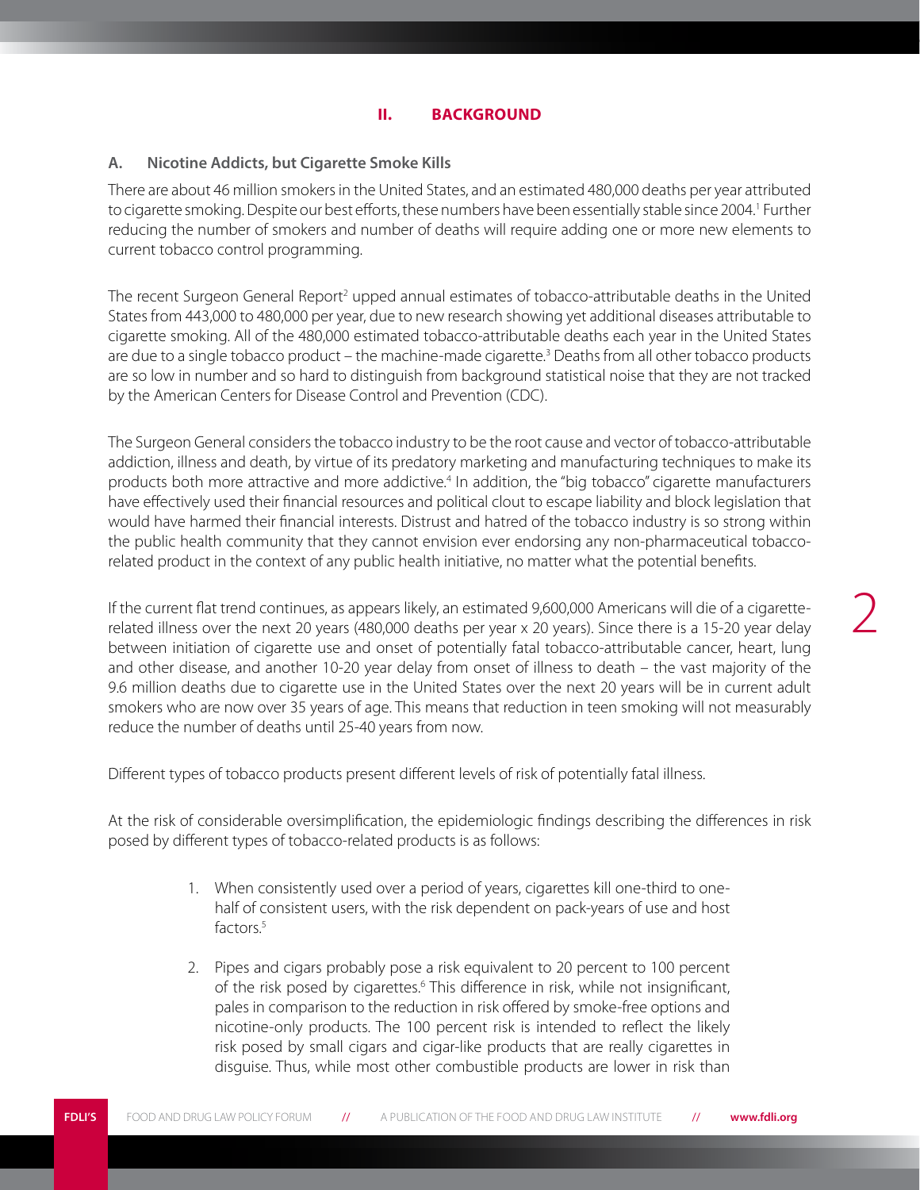## II. BACKGROUND

### A. Nicotine Addicts, but Cigarette Smoke Kills

There are about 46 million smokers in the United States, and an estimated 480,000 deaths per year attributed to cigarette smoking. Despite our best efforts, these numbers have been essentially stable since 2004.[1] Further reducing the number of smokers and number of deaths will require adding one or more new elements to current tobacco control programming.

The recent Surgeon General Report[2] upped annual estimates of tobacco-attributable deaths in the United States from 443,000 to 480,000 per year, due to new research showing yet additional diseases attributable to cigarette smoking. All of the 480,000 estimated tobacco-attributable deaths each year in the United States are due to a single tobacco product – the machine-made cigarette.[3] Deaths from all other tobacco products are so low in number and so hard to distinguish from background statistical noise that they are not tracked by the American Centers for Disease Control and Prevention (CDC).

The Surgeon General considers the tobacco industry to be the root cause and vector of tobacco-attributable addiction, illness and death, by virtue of its predatory marketing and manufacturing techniques to make its products both more attractive and more addictive.[4] In addition, the "big tobacco" cigarette manufacturers have effectively used their financial resources and political clout to escape liability and block legislation that would have harmed their financial interests. Distrust and hatred of the tobacco industry is so strong within the public health community that they cannot envision ever endorsing any non-pharmaceutical tobacco-related product in the context of any public health initiative, no matter what the potential benefits.

If the current flat trend continues, as appears likely, an estimated 9,600,000 Americans will die of a cigarette-related illness over the next 20 years (480,000 deaths per year x 20 years). Since there is a 15-20 year delay between initiation of cigarette use and onset of potentially fatal tobacco-attributable cancer, heart, lung and other disease, and another 10-20 year delay from onset of illness to death – the vast majority of the 9.6 million deaths due to cigarette use in the United States over the next 20 years will be in current adult smokers who are now over 35 years of age. This means that reduction in teen smoking will not measurably reduce the number of deaths until 25-40 years from now.

Different types of tobacco products present different levels of risk of potentially fatal illness.

At the risk of considerable oversimplification, the epidemiologic findings describing the differences in risk posed by different types of tobacco-related products is as follows:

1. When consistently used over a period of years, cigarettes kill one-third to one-half of consistent users, with the risk dependent on pack-years of use and host factors.[5]

2. Pipes and cigars probably pose a risk equivalent to 20 percent to 100 percent of the risk posed by cigarettes.[6] This difference in risk, while not insignificant, pales in comparison to the reduction in risk offered by smoke-free options and nicotine-only products. The 100 percent risk is intended to reflect the likely risk posed by small cigars and cigar-like products that are really cigarettes in disguise. Thus, while most other combustible products are lower in risk than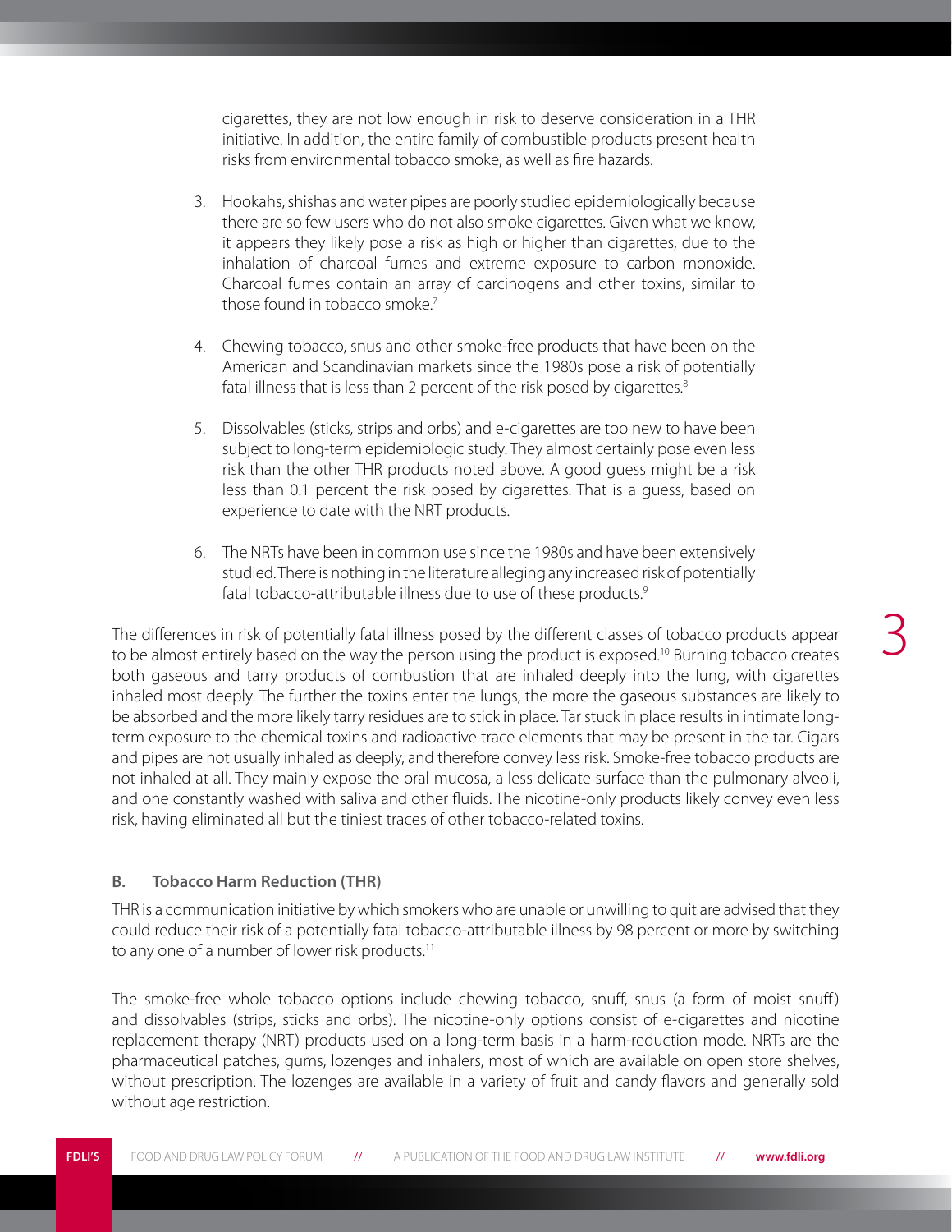cigarettes, they are not low enough in risk to deserve consideration in a THR initiative. In addition, the entire family of combustible products present health risks from environmental tobacco smoke, as well as fire hazards.

3. Hookahs, shishas and water pipes are poorly studied epidemiologically because there are so few users who do not also smoke cigarettes. Given what we know, it appears they likely pose a risk as high or higher than cigarettes, due to the inhalation of charcoal fumes and extreme exposure to carbon monoxide. Charcoal fumes contain an array of carcinogens and other toxins, similar to those found in tobacco smoke.[7]

4. Chewing tobacco, snus and other smoke-free products that have been on the American and Scandinavian markets since the 1980s pose a risk of potentially fatal illness that is less than 2 percent of the risk posed by cigarettes.[8]

5. Dissolvables (sticks, strips and orbs) and e-cigarettes are too new to have been subject to long-term epidemiologic study. They almost certainly pose even less risk than the other THR products noted above. A good guess might be a risk less than 0.1 percent the risk posed by cigarettes. That is a guess, based on experience to date with the NRT products.

6. The NRTs have been in common use since the 1980s and have been extensively studied. There is nothing in the literature alleging any increased risk of potentially fatal tobacco-attributable illness due to use of these products.[9]

The differences in risk of potentially fatal illness posed by the different classes of tobacco products appear to be almost entirely based on the way the person using the product is exposed.[10] Burning tobacco creates both gaseous and tarry products of combustion that are inhaled deeply into the lung, with cigarettes inhaled most deeply. The further the toxins enter the lungs, the more the gaseous substances are likely to be absorbed and the more likely tarry residues are to stick in place. Tar stuck in place results in intimate long-term exposure to the chemical toxins and radioactive trace elements that may be present in the tar. Cigars and pipes are not usually inhaled as deeply, and therefore convey less risk. Smoke-free tobacco products are not inhaled at all. They mainly expose the oral mucosa, a less delicate surface than the pulmonary alveoli, and one constantly washed with saliva and other fluids. The nicotine-only products likely convey even less risk, having eliminated all but the tiniest traces of other tobacco-related toxins.

### B. Tobacco Harm Reduction (THR)

THR is a communication initiative by which smokers who are unable or unwilling to quit are advised that they could reduce their risk of a potentially fatal tobacco-attributable illness by 98 percent or more by switching to any one of a number of lower risk products.[11]

The smoke-free whole tobacco options include chewing tobacco, snuff, snus (a form of moist snuff) and dissolvables (strips, sticks and orbs). The nicotine-only options consist of e-cigarettes and nicotine replacement therapy (NRT) products used on a long-term basis in a harm-reduction mode. NRTs are the pharmaceutical patches, gums, lozenges and inhalers, most of which are available on open store shelves, without prescription. The lozenges are available in a variety of fruit and candy flavors and generally sold without age restriction.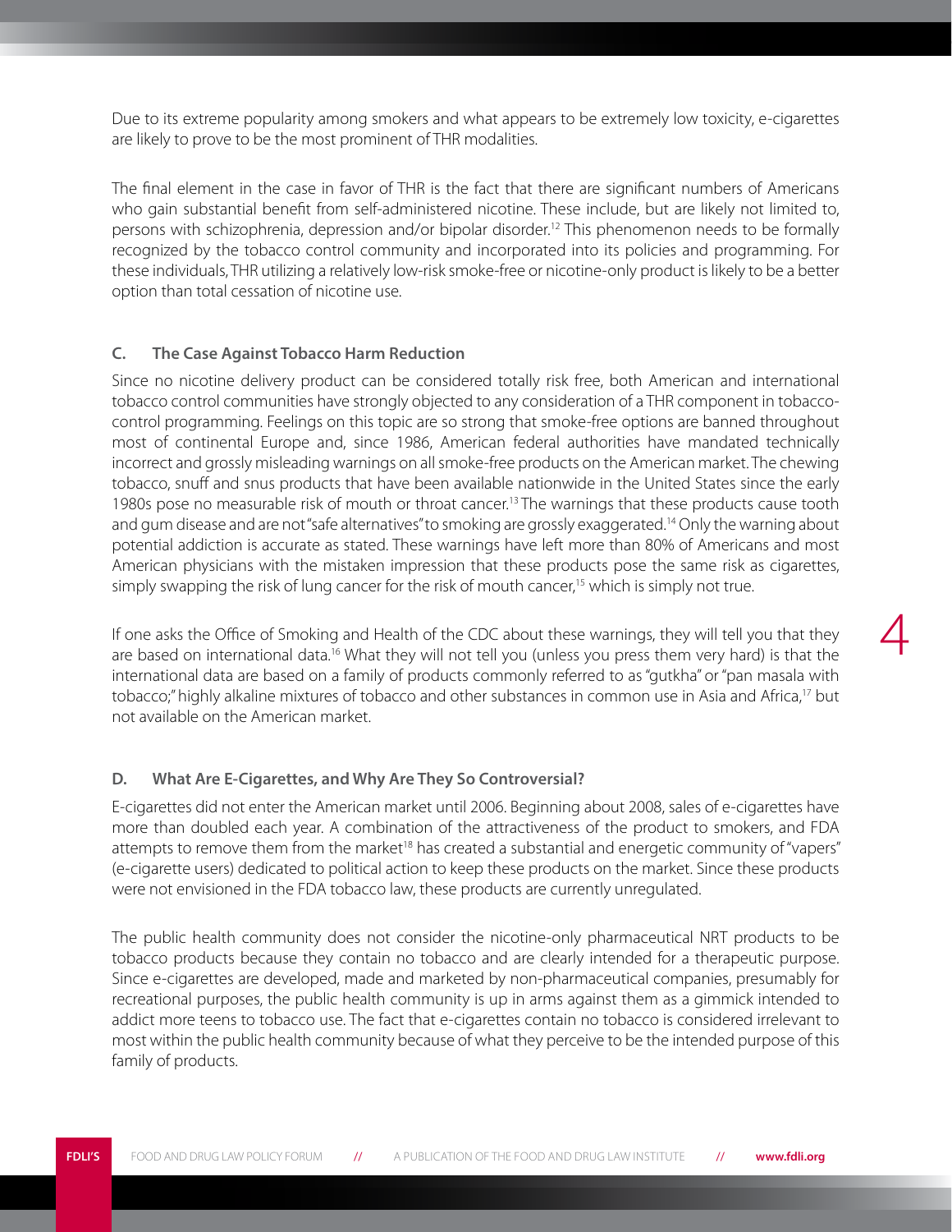Due to its extreme popularity among smokers and what appears to be extremely low toxicity, e-cigarettes are likely to prove to be the most prominent of THR modalities.

The final element in the case in favor of THR is the fact that there are significant numbers of Americans who gain substantial benefit from self-administered nicotine. These include, but are likely not limited to, persons with schizophrenia, depression and/or bipolar disorder.[12] This phenomenon needs to be formally recognized by the tobacco control community and incorporated into its policies and programming. For these individuals, THR utilizing a relatively low-risk smoke-free or nicotine-only product is likely to be a better option than total cessation of nicotine use.

### C. The Case Against Tobacco Harm Reduction

Since no nicotine delivery product can be considered totally risk free, both American and international tobacco control communities have strongly objected to any consideration of a THR component in tobacco-control programming. Feelings on this topic are so strong that smoke-free options are banned throughout most of continental Europe and, since 1986, American federal authorities have mandated technically incorrect and grossly misleading warnings on all smoke-free products on the American market. The chewing tobacco, snuff and snus products that have been available nationwide in the United States since the early 1980s pose no measurable risk of mouth or throat cancer.[13] The warnings that these products cause tooth and gum disease and are not "safe alternatives" to smoking are grossly exaggerated.[14] Only the warning about potential addiction is accurate as stated. These warnings have left more than 80% of Americans and most American physicians with the mistaken impression that these products pose the same risk as cigarettes, simply swapping the risk of lung cancer for the risk of mouth cancer,[15] which is simply not true.

If one asks the Office of Smoking and Health of the CDC about these warnings, they will tell you that they are based on international data.[16] What they will not tell you (unless you press them very hard) is that the international data are based on a family of products commonly referred to as "gutkha" or "pan masala with tobacco;" highly alkaline mixtures of tobacco and other substances in common use in Asia and Africa,[17] but not available on the American market.

### D. What Are E-Cigarettes, and Why Are They So Controversial?

E-cigarettes did not enter the American market until 2006. Beginning about 2008, sales of e-cigarettes have more than doubled each year. A combination of the attractiveness of the product to smokers, and FDA attempts to remove them from the market[18] has created a substantial and energetic community of "vapers" (e-cigarette users) dedicated to political action to keep these products on the market. Since these products were not envisioned in the FDA tobacco law, these products are currently unregulated.

The public health community does not consider the nicotine-only pharmaceutical NRT products to be tobacco products because they contain no tobacco and are clearly intended for a therapeutic purpose. Since e-cigarettes are developed, made and marketed by non-pharmaceutical companies, presumably for recreational purposes, the public health community is up in arms against them as a gimmick intended to addict more teens to tobacco use. The fact that e-cigarettes contain no tobacco is considered irrelevant to most within the public health community because of what they perceive to be the intended purpose of this family of products.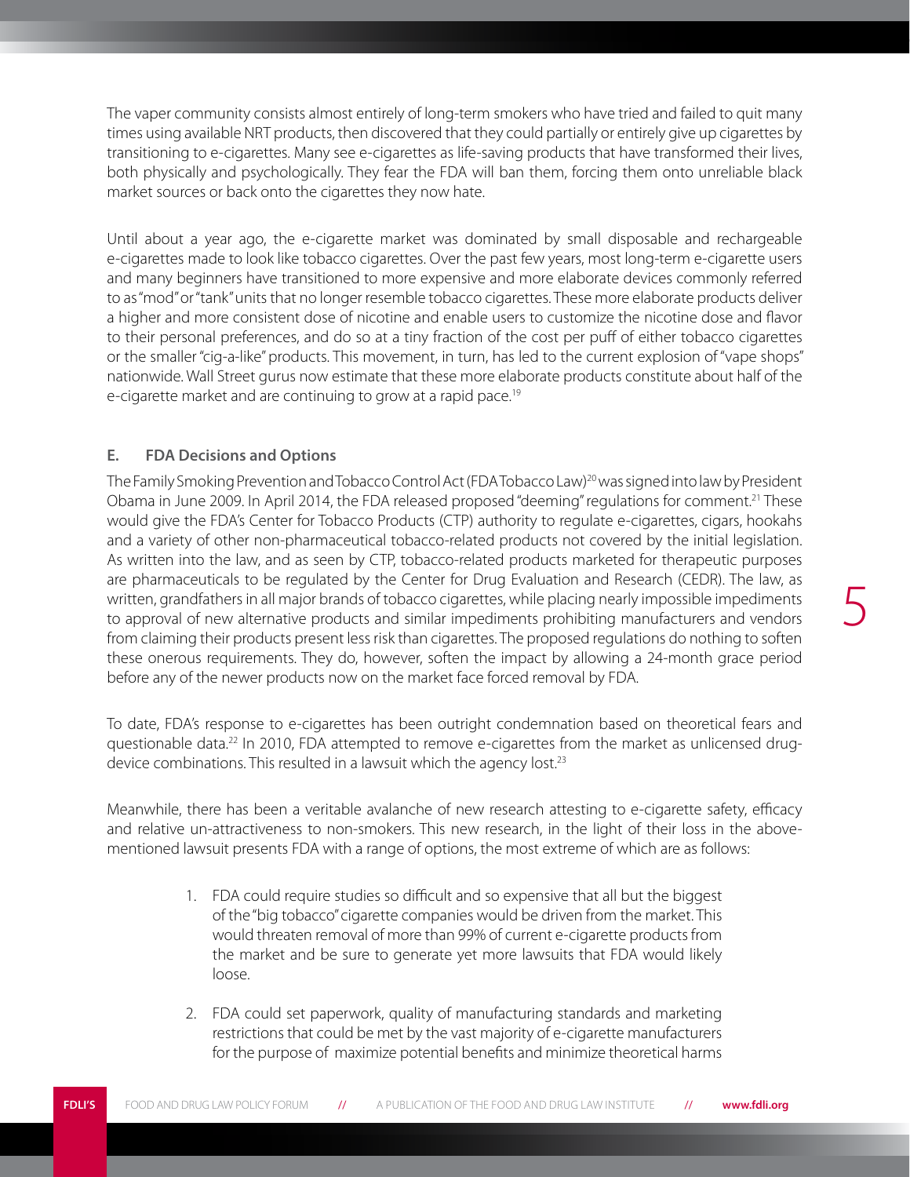The vaper community consists almost entirely of long-term smokers who have tried and failed to quit many times using available NRT products, then discovered that they could partially or entirely give up cigarettes by transitioning to e-cigarettes. Many see e-cigarettes as life-saving products that have transformed their lives, both physically and psychologically. They fear the FDA will ban them, forcing them onto unreliable black market sources or back onto the cigarettes they now hate.

Until about a year ago, the e-cigarette market was dominated by small disposable and rechargeable e-cigarettes made to look like tobacco cigarettes. Over the past few years, most long-term e-cigarette users and many beginners have transitioned to more expensive and more elaborate devices commonly referred to as "mod" or "tank" units that no longer resemble tobacco cigarettes. These more elaborate products deliver a higher and more consistent dose of nicotine and enable users to customize the nicotine dose and flavor to their personal preferences, and do so at a tiny fraction of the cost per puff of either tobacco cigarettes or the smaller "cig-a-like" products. This movement, in turn, has led to the current explosion of "vape shops" nationwide. Wall Street gurus now estimate that these more elaborate products constitute about half of the e-cigarette market and are continuing to grow at a rapid pace.[19]

### E. FDA Decisions and Options

The Family Smoking Prevention and Tobacco Control Act (FDA Tobacco Law)[20] was signed into law by President Obama in June 2009. In April 2014, the FDA released proposed "deeming" regulations for comment.[21] These would give the FDA's Center for Tobacco Products (CTP) authority to regulate e-cigarettes, cigars, hookahs and a variety of other non-pharmaceutical tobacco-related products not covered by the initial legislation. As written into the law, and as seen by CTP, tobacco-related products marketed for therapeutic purposes are pharmaceuticals to be regulated by the Center for Drug Evaluation and Research (CEDR). The law, as written, grandfathers in all major brands of tobacco cigarettes, while placing nearly impossible impediments to approval of new alternative products and similar impediments prohibiting manufacturers and vendors from claiming their products present less risk than cigarettes. The proposed regulations do nothing to soften these onerous requirements. They do, however, soften the impact by allowing a 24-month grace period before any of the newer products now on the market face forced removal by FDA.

To date, FDA's response to e-cigarettes has been outright condemnation based on theoretical fears and questionable data.[22] In 2010, FDA attempted to remove e-cigarettes from the market as unlicensed drug-device combinations. This resulted in a lawsuit which the agency lost.[23]

Meanwhile, there has been a veritable avalanche of new research attesting to e-cigarette safety, efficacy and relative un-attractiveness to non-smokers. This new research, in the light of their loss in the above-mentioned lawsuit presents FDA with a range of options, the most extreme of which are as follows:

1. FDA could require studies so difficult and so expensive that all but the biggest of the "big tobacco" cigarette companies would be driven from the market. This would threaten removal of more than 99% of current e-cigarette products from the market and be sure to generate yet more lawsuits that FDA would likely loose.

2. FDA could set paperwork, quality of manufacturing standards and marketing restrictions that could be met by the vast majority of e-cigarette manufacturers for the purpose of maximize potential benefits and minimize theoretical harms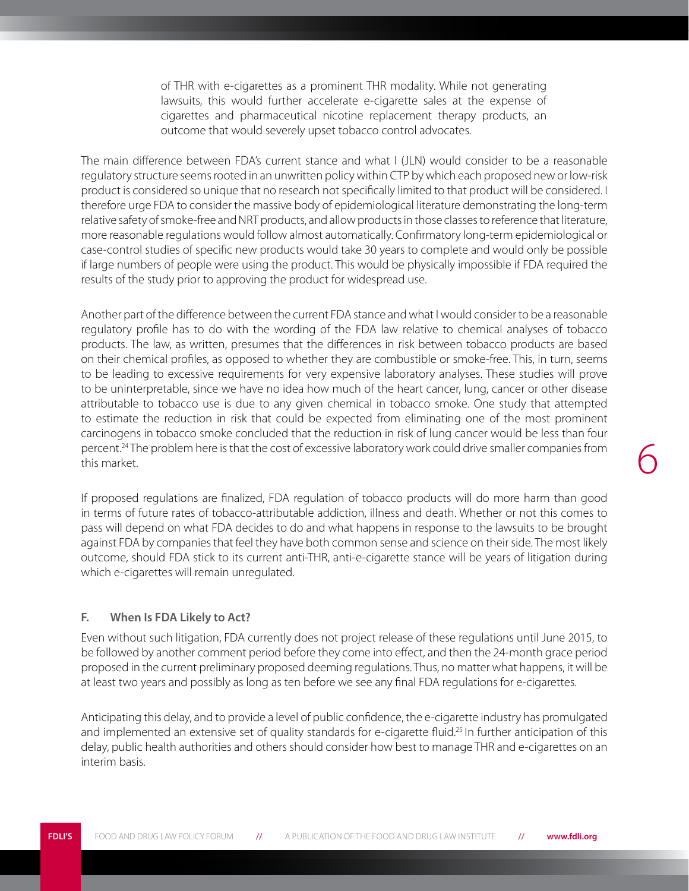of THR with e-cigarettes as a prominent THR modality. While not generating lawsuits, this would further accelerate e-cigarette sales at the expense of cigarettes and pharmaceutical nicotine replacement therapy products, an outcome that would severely upset tobacco control advocates.

The main difference between FDA's current stance and what I (JLN) would consider to be a reasonable regulatory structure seems rooted in an unwritten policy within CTP by which each proposed new or low-risk product is considered so unique that no research not specifically limited to that product will be considered. I therefore urge FDA to consider the massive body of epidemiological literature demonstrating the long-term relative safety of smoke-free and NRT products, and allow products in those classes to reference that literature, more reasonable regulations would follow almost automatically. Confirmatory long-term epidemiological or case-control studies of specific new products would take 30 years to complete and would only be possible if large numbers of people were using the product. This would be physically impossible if FDA required the results of the study prior to approving the product for widespread use.

Another part of the difference between the current FDA stance and what I would consider to be a reasonable regulatory profile has to do with the wording of the FDA law relative to chemical analyses of tobacco products. The law, as written, presumes that the differences in risk between tobacco products are based on their chemical profiles, as opposed to whether they are combustible or smoke-free. This, in turn, seems to be leading to excessive requirements for very expensive laboratory analyses. These studies will prove to be uninterpretable, since we have no idea how much of the heart cancer, lung, cancer or other disease attributable to tobacco use is due to any given chemical in tobacco smoke. One study that attempted to estimate the reduction in risk that could be expected from eliminating one of the most prominent carcinogens in tobacco smoke concluded that the reduction in risk of lung cancer would be less than four percent.[24] The problem here is that the cost of excessive laboratory work could drive smaller companies from this market.

If proposed regulations are finalized, FDA regulation of tobacco products will do more harm than good in terms of future rates of tobacco-attributable addiction, illness and death. Whether or not this comes to pass will depend on what FDA decides to do and what happens in response to the lawsuits to be brought against FDA by companies that feel they have both common sense and science on their side. The most likely outcome, should FDA stick to its current anti-THR, anti-e-cigarette stance will be years of litigation during which e-cigarettes will remain unregulated.

### F. When Is FDA Likely to Act?

Even without such litigation, FDA currently does not project release of these regulations until June 2015, to be followed by another comment period before they come into effect, and then the 24-month grace period proposed in the current preliminary proposed deeming regulations. Thus, no matter what happens, it will be at least two years and possibly as long as ten before we see any final FDA regulations for e-cigarettes.

Anticipating this delay, and to provide a level of public confidence, the e-cigarette industry has promulgated and implemented an extensive set of quality standards for e-cigarette fluid.[25] In further anticipation of this delay, public health authorities and others should consider how best to manage THR and e-cigarettes on an interim basis.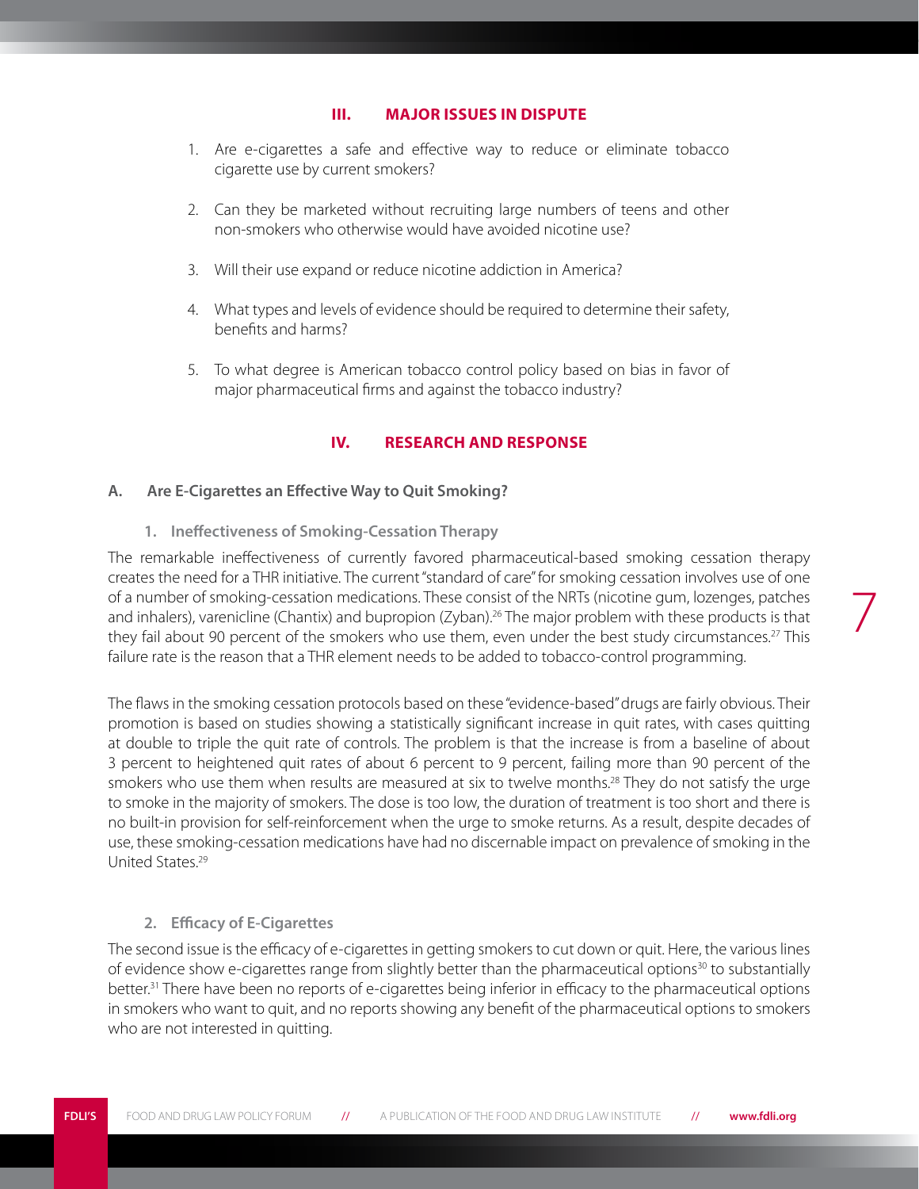## III. MAJOR ISSUES IN DISPUTE

1. Are e-cigarettes a safe and effective way to reduce or eliminate tobacco cigarette use by current smokers?

2. Can they be marketed without recruiting large numbers of teens and other non-smokers who otherwise would have avoided nicotine use?

3. Will their use expand or reduce nicotine addiction in America?

4. What types and levels of evidence should be required to determine their safety, benefits and harms?

5. To what degree is American tobacco control policy based on bias in favor of major pharmaceutical firms and against the tobacco industry?

## IV. RESEARCH AND RESPONSE

### A. Are E-Cigarettes an Effective Way to Quit Smoking?

#### 1. Ineffectiveness of Smoking-Cessation Therapy

The remarkable ineffectiveness of currently favored pharmaceutical-based smoking cessation therapy creates the need for a THR initiative. The current "standard of care" for smoking cessation involves use of one of a number of smoking-cessation medications. These consist of the NRTs (nicotine gum, lozenges, patches and inhalers), varenicline (Chantix) and bupropion (Zyban).[26] The major problem with these products is that they fail about 90 percent of the smokers who use them, even under the best study circumstances.[27] This failure rate is the reason that a THR element needs to be added to tobacco-control programming.

The flaws in the smoking cessation protocols based on these "evidence-based" drugs are fairly obvious. Their promotion is based on studies showing a statistically significant increase in quit rates, with cases quitting at double to triple the quit rate of controls. The problem is that the increase is from a baseline of about 3 percent to heightened quit rates of about 6 percent to 9 percent, failing more than 90 percent of the smokers who use them when results are measured at six to twelve months.[28] They do not satisfy the urge to smoke in the majority of smokers. The dose is too low, the duration of treatment is too short and there is no built-in provision for self-reinforcement when the urge to smoke returns. As a result, despite decades of use, these smoking-cessation medications have had no discernable impact on prevalence of smoking in the United States.[29]

#### 2. Efficacy of E-Cigarettes

The second issue is the efficacy of e-cigarettes in getting smokers to cut down or quit. Here, the various lines of evidence show e-cigarettes range from slightly better than the pharmaceutical options[30] to substantially better.[31] There have been no reports of e-cigarettes being inferior in efficacy to the pharmaceutical options in smokers who want to quit, and no reports showing any benefit of the pharmaceutical options to smokers who are not interested in quitting.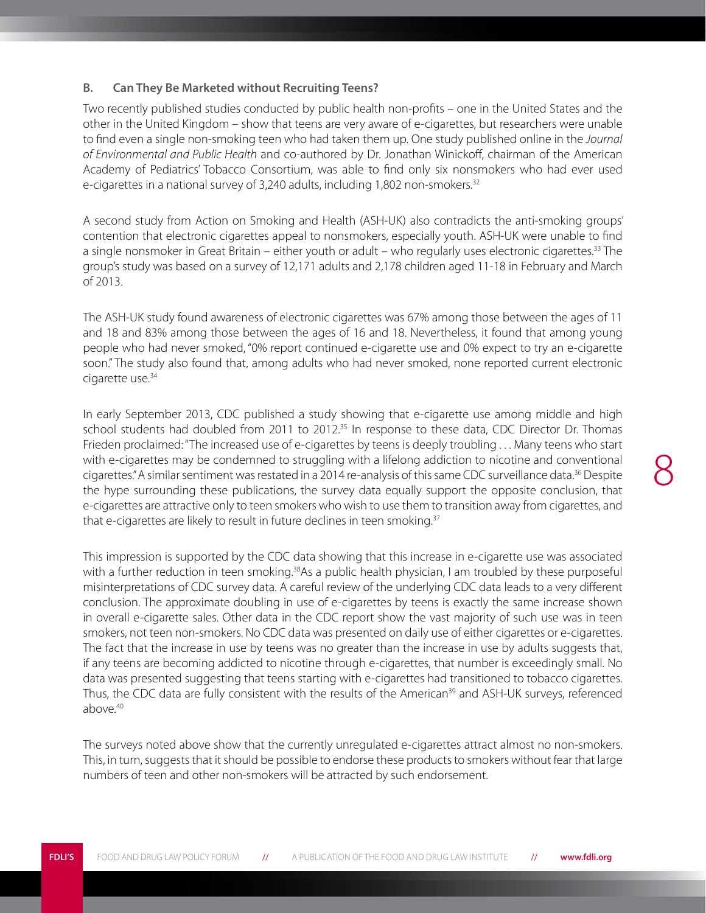### B. Can They Be Marketed without Recruiting Teens?

Two recently published studies conducted by public health non-profits – one in the United States and the other in the United Kingdom – show that teens are very aware of e-cigarettes, but researchers were unable to find even a single non-smoking teen who had taken them up. One study published online in the *Journal of Environmental and Public Health* and co-authored by Dr. Jonathan Winickoff, chairman of the American Academy of Pediatrics' Tobacco Consortium, was able to find only six nonsmokers who had ever used e-cigarettes in a national survey of 3,240 adults, including 1,802 non-smokers.[32]

A second study from Action on Smoking and Health (ASH-UK) also contradicts the anti-smoking groups' contention that electronic cigarettes appeal to nonsmokers, especially youth. ASH-UK were unable to find a single nonsmoker in Great Britain – either youth or adult – who regularly uses electronic cigarettes.[33] The group's study was based on a survey of 12,171 adults and 2,178 children aged 11-18 in February and March of 2013.

The ASH-UK study found awareness of electronic cigarettes was 67% among those between the ages of 11 and 18 and 83% among those between the ages of 16 and 18. Nevertheless, it found that among young people who had never smoked, "0% report continued e-cigarette use and 0% expect to try an e-cigarette soon." The study also found that, among adults who had never smoked, none reported current electronic cigarette use.[34]

In early September 2013, CDC published a study showing that e-cigarette use among middle and high school students had doubled from 2011 to 2012.[35] In response to these data, CDC Director Dr. Thomas Frieden proclaimed: "The increased use of e-cigarettes by teens is deeply troubling . . . Many teens who start with e-cigarettes may be condemned to struggling with a lifelong addiction to nicotine and conventional cigarettes." A similar sentiment was restated in a 2014 re-analysis of this same CDC surveillance data.[36] Despite the hype surrounding these publications, the survey data equally support the opposite conclusion, that e-cigarettes are attractive only to teen smokers who wish to use them to transition away from cigarettes, and that e-cigarettes are likely to result in future declines in teen smoking.[37]

This impression is supported by the CDC data showing that this increase in e-cigarette use was associated with a further reduction in teen smoking.[38] As a public health physician, I am troubled by these purposeful misinterpretations of CDC survey data. A careful review of the underlying CDC data leads to a very different conclusion. The approximate doubling in use of e-cigarettes by teens is exactly the same increase shown in overall e-cigarette sales. Other data in the CDC report show the vast majority of such use was in teen smokers, not teen non-smokers. No CDC data was presented on daily use of either cigarettes or e-cigarettes. The fact that the increase in use by teens was no greater than the increase in use by adults suggests that, if any teens are becoming addicted to nicotine through e-cigarettes, that number is exceedingly small. No data was presented suggesting that teens starting with e-cigarettes had transitioned to tobacco cigarettes. Thus, the CDC data are fully consistent with the results of the American[39] and ASH-UK surveys, referenced above.[40]

The surveys noted above show that the currently unregulated e-cigarettes attract almost no non-smokers. This, in turn, suggests that it should be possible to endorse these products to smokers without fear that large numbers of teen and other non-smokers will be attracted by such endorsement.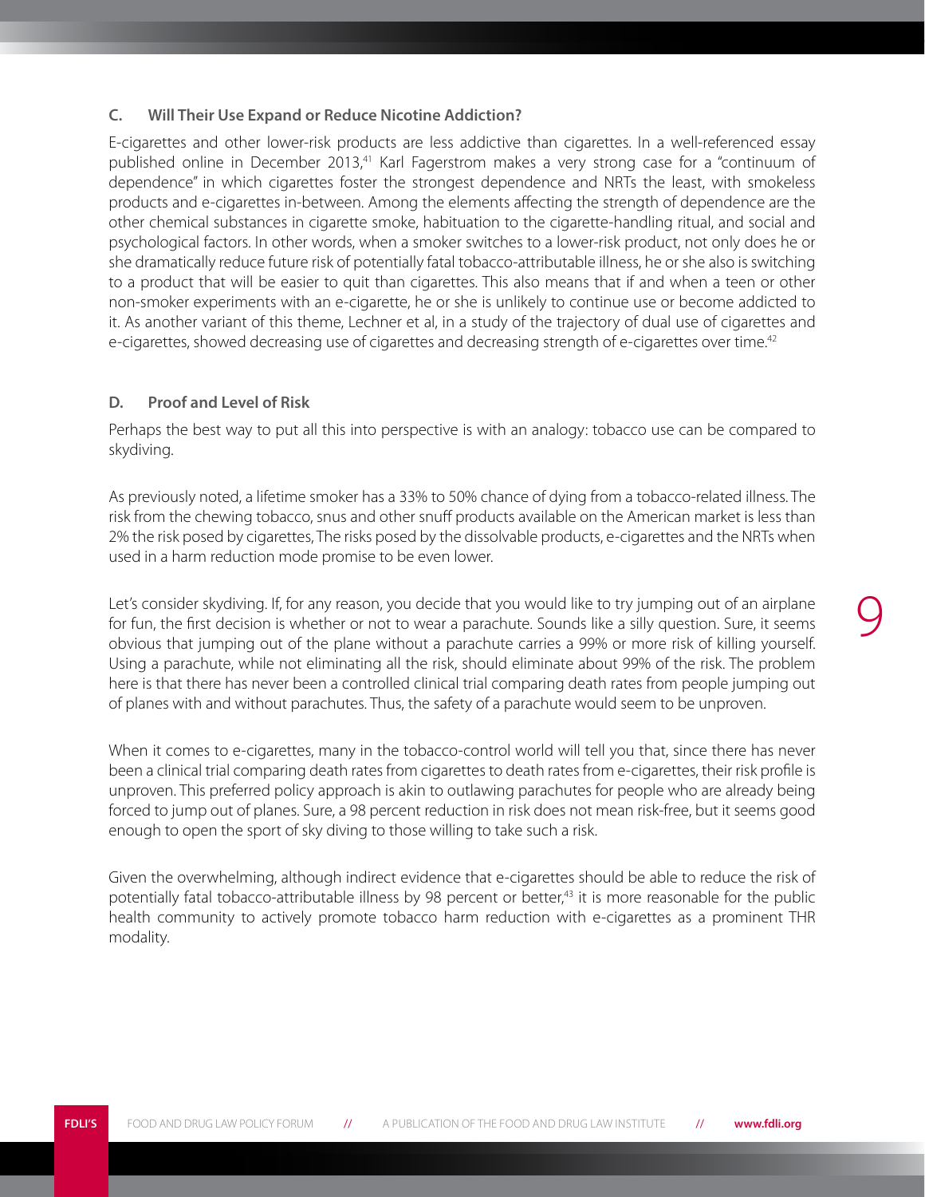### C. Will Their Use Expand or Reduce Nicotine Addiction?

E-cigarettes and other lower-risk products are less addictive than cigarettes. In a well-referenced essay published online in December 2013,[41] Karl Fagerstrom makes a very strong case for a "continuum of dependence" in which cigarettes foster the strongest dependence and NRTs the least, with smokeless products and e-cigarettes in-between. Among the elements affecting the strength of dependence are the other chemical substances in cigarette smoke, habituation to the cigarette-handling ritual, and social and psychological factors. In other words, when a smoker switches to a lower-risk product, not only does he or she dramatically reduce future risk of potentially fatal tobacco-attributable illness, he or she also is switching to a product that will be easier to quit than cigarettes. This also means that if and when a teen or other non-smoker experiments with an e-cigarette, he or she is unlikely to continue use or become addicted to it. As another variant of this theme, Lechner et al, in a study of the trajectory of dual use of cigarettes and e-cigarettes, showed decreasing use of cigarettes and decreasing strength of e-cigarettes over time.[42]

### D. Proof and Level of Risk

Perhaps the best way to put all this into perspective is with an analogy: tobacco use can be compared to skydiving.

As previously noted, a lifetime smoker has a 33% to 50% chance of dying from a tobacco-related illness. The risk from the chewing tobacco, snus and other snuff products available on the American market is less than 2% the risk posed by cigarettes, The risks posed by the dissolvable products, e-cigarettes and the NRTs when used in a harm reduction mode promise to be even lower.

Let's consider skydiving. If, for any reason, you decide that you would like to try jumping out of an airplane for fun, the first decision is whether or not to wear a parachute. Sounds like a silly question. Sure, it seems obvious that jumping out of the plane without a parachute carries a 99% or more risk of killing yourself. Using a parachute, while not eliminating all the risk, should eliminate about 99% of the risk. The problem here is that there has never been a controlled clinical trial comparing death rates from people jumping out of planes with and without parachutes. Thus, the safety of a parachute would seem to be unproven.

When it comes to e-cigarettes, many in the tobacco-control world will tell you that, since there has never been a clinical trial comparing death rates from cigarettes to death rates from e-cigarettes, their risk profile is unproven. This preferred policy approach is akin to outlawing parachutes for people who are already being forced to jump out of planes. Sure, a 98 percent reduction in risk does not mean risk-free, but it seems good enough to open the sport of sky diving to those willing to take such a risk.

Given the overwhelming, although indirect evidence that e-cigarettes should be able to reduce the risk of potentially fatal tobacco-attributable illness by 98 percent or better,[43] it is more reasonable for the public health community to actively promote tobacco harm reduction with e-cigarettes as a prominent THR modality.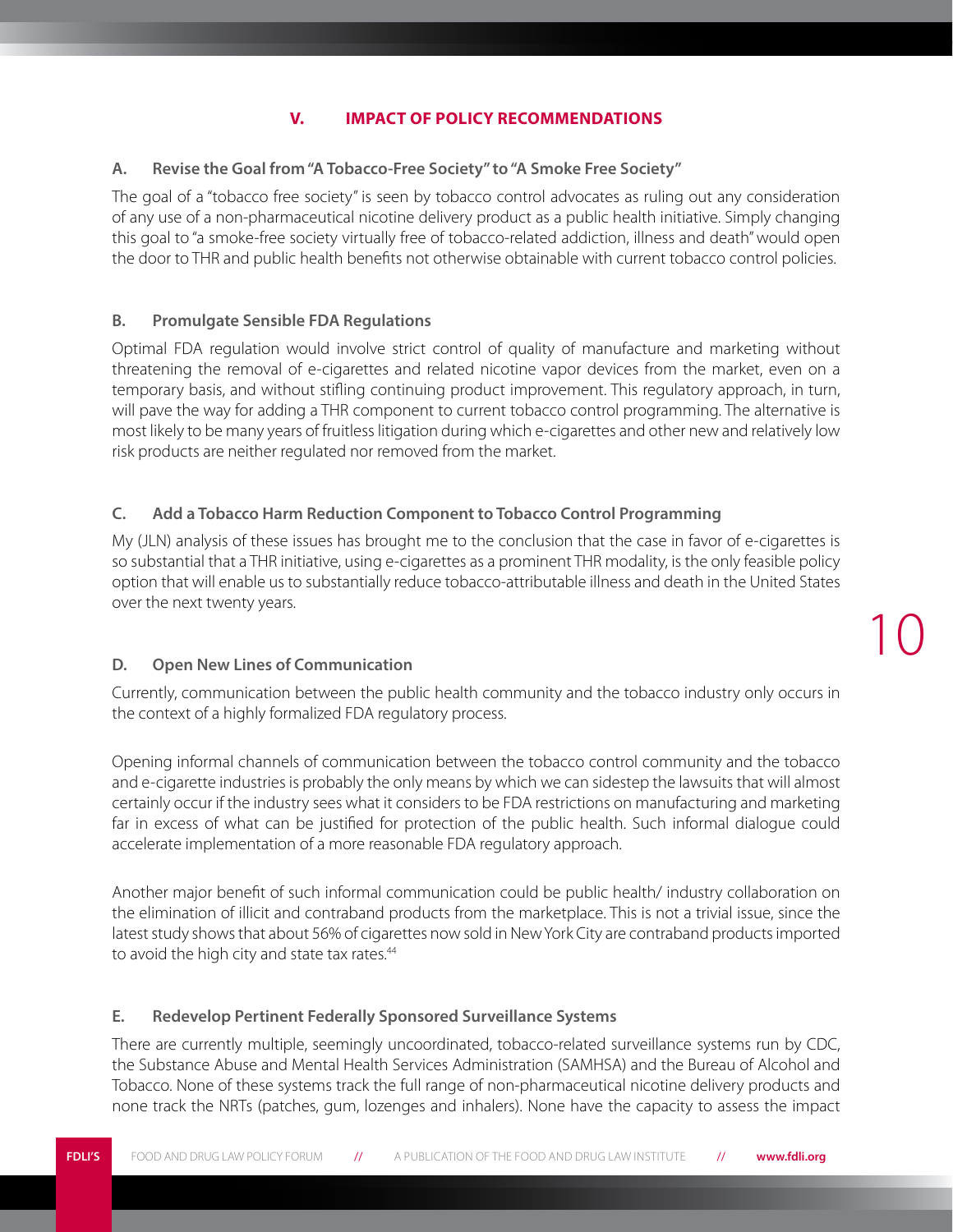## V. IMPACT OF POLICY RECOMMENDATIONS

### A. Revise the Goal from "A Tobacco-Free Society" to "A Smoke Free Society"

The goal of a "tobacco free society" is seen by tobacco control advocates as ruling out any consideration of any use of a non-pharmaceutical nicotine delivery product as a public health initiative. Simply changing this goal to "a smoke-free society virtually free of tobacco-related addiction, illness and death" would open the door to THR and public health benefits not otherwise obtainable with current tobacco control policies.

### B. Promulgate Sensible FDA Regulations

Optimal FDA regulation would involve strict control of quality of manufacture and marketing without threatening the removal of e-cigarettes and related nicotine vapor devices from the market, even on a temporary basis, and without stifling continuing product improvement. This regulatory approach, in turn, will pave the way for adding a THR component to current tobacco control programming. The alternative is most likely to be many years of fruitless litigation during which e-cigarettes and other new and relatively low risk products are neither regulated nor removed from the market.

### C. Add a Tobacco Harm Reduction Component to Tobacco Control Programming

My (JLN) analysis of these issues has brought me to the conclusion that the case in favor of e-cigarettes is so substantial that a THR initiative, using e-cigarettes as a prominent THR modality, is the only feasible policy option that will enable us to substantially reduce tobacco-attributable illness and death in the United States over the next twenty years.

### D. Open New Lines of Communication

Currently, communication between the public health community and the tobacco industry only occurs in the context of a highly formalized FDA regulatory process.

Opening informal channels of communication between the tobacco control community and the tobacco and e-cigarette industries is probably the only means by which we can sidestep the lawsuits that will almost certainly occur if the industry sees what it considers to be FDA restrictions on manufacturing and marketing far in excess of what can be justified for protection of the public health. Such informal dialogue could accelerate implementation of a more reasonable FDA regulatory approach.

Another major benefit of such informal communication could be public health/ industry collaboration on the elimination of illicit and contraband products from the marketplace. This is not a trivial issue, since the latest study shows that about 56% of cigarettes now sold in New York City are contraband products imported to avoid the high city and state tax rates.[44]

### E. Redevelop Pertinent Federally Sponsored Surveillance Systems

There are currently multiple, seemingly uncoordinated, tobacco-related surveillance systems run by CDC, the Substance Abuse and Mental Health Services Administration (SAMHSA) and the Bureau of Alcohol and Tobacco. None of these systems track the full range of non-pharmaceutical nicotine delivery products and none track the NRTs (patches, gum, lozenges and inhalers). None have the capacity to assess the impact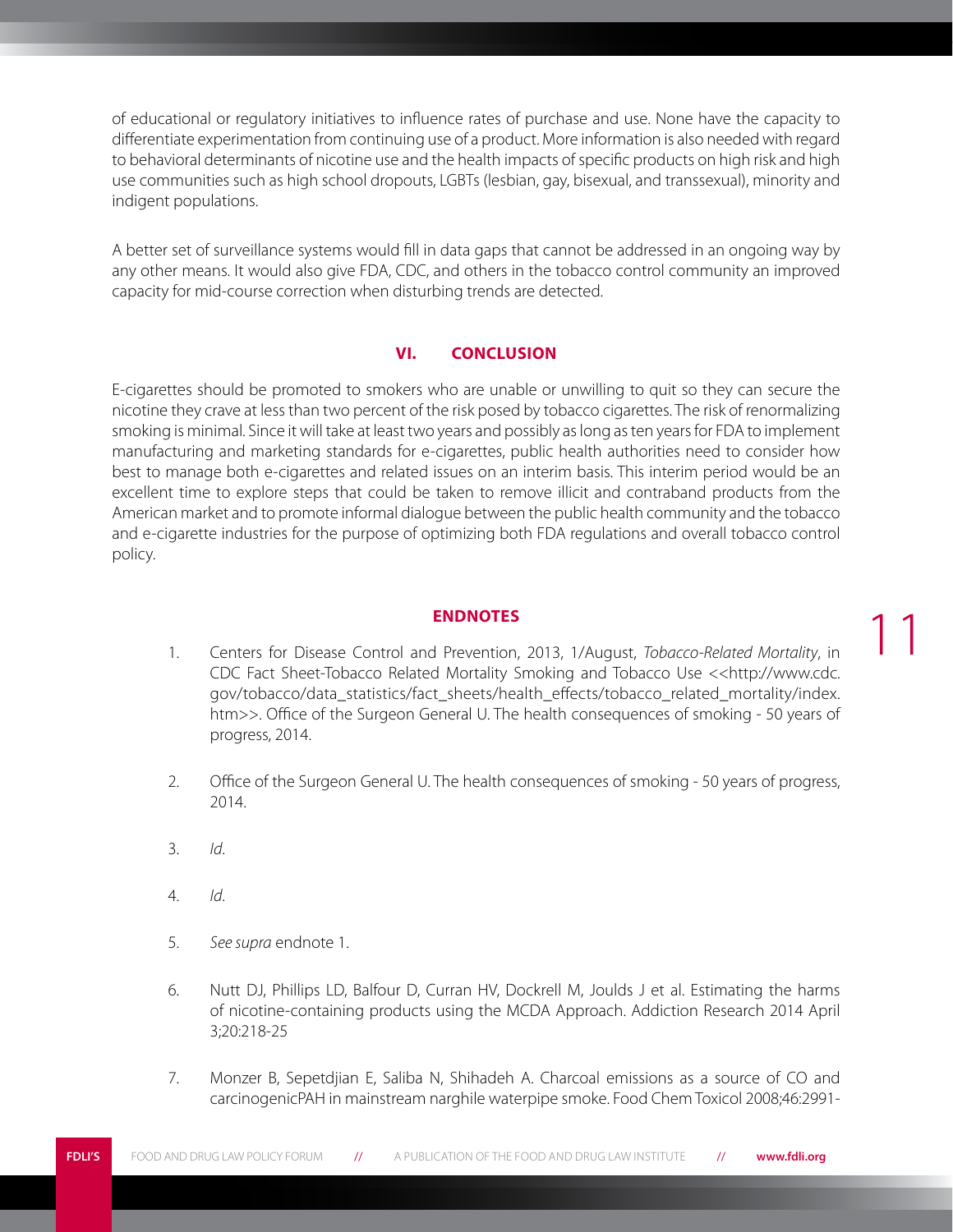of educational or regulatory initiatives to influence rates of purchase and use. None have the capacity to differentiate experimentation from continuing use of a product. More information is also needed with regard to behavioral determinants of nicotine use and the health impacts of specific products on high risk and high use communities such as high school dropouts, LGBTs (lesbian, gay, bisexual, and transsexual), minority and indigent populations.

A better set of surveillance systems would fill in data gaps that cannot be addressed in an ongoing way by any other means. It would also give FDA, CDC, and others in the tobacco control community an improved capacity for mid-course correction when disturbing trends are detected.

## VI. CONCLUSION

E-cigarettes should be promoted to smokers who are unable or unwilling to quit so they can secure the nicotine they crave at less than two percent of the risk posed by tobacco cigarettes. The risk of renormalizing smoking is minimal. Since it will take at least two years and possibly as long as ten years for FDA to implement manufacturing and marketing standards for e-cigarettes, public health authorities need to consider how best to manage both e-cigarettes and related issues on an interim basis. This interim period would be an excellent time to explore steps that could be taken to remove illicit and contraband products from the American market and to promote informal dialogue between the public health community and the tobacco and e-cigarette industries for the purpose of optimizing both FDA regulations and overall tobacco control policy.

## ENDNOTES

1. Centers for Disease Control and Prevention, 2013, 1/August, *Tobacco-Related Mortality*, in CDC Fact Sheet-Tobacco Related Mortality Smoking and Tobacco Use <<http://www.cdc.gov/tobacco/data_statistics/fact_sheets/health_effects/tobacco_related_mortality/index.htm>>. Office of the Surgeon General U. The health consequences of smoking - 50 years of progress, 2014.

2. Office of the Surgeon General U. The health consequences of smoking - 50 years of progress, 2014.

3. *Id*.

4. *Id*.

5. *See supra* endnote 1.

6. Nutt DJ, Phillips LD, Balfour D, Curran HV, Dockrell M, Joulds J et al. Estimating the harms of nicotine-containing products using the MCDA Approach. Addiction Research 2014 April 3;20:218-25

7. Monzer B, Sepetdjian E, Saliba N, Shihadeh A. Charcoal emissions as a source of CO and carcinogenicPAH in mainstream narghile waterpipe smoke. Food Chem Toxicol 2008;46:2991-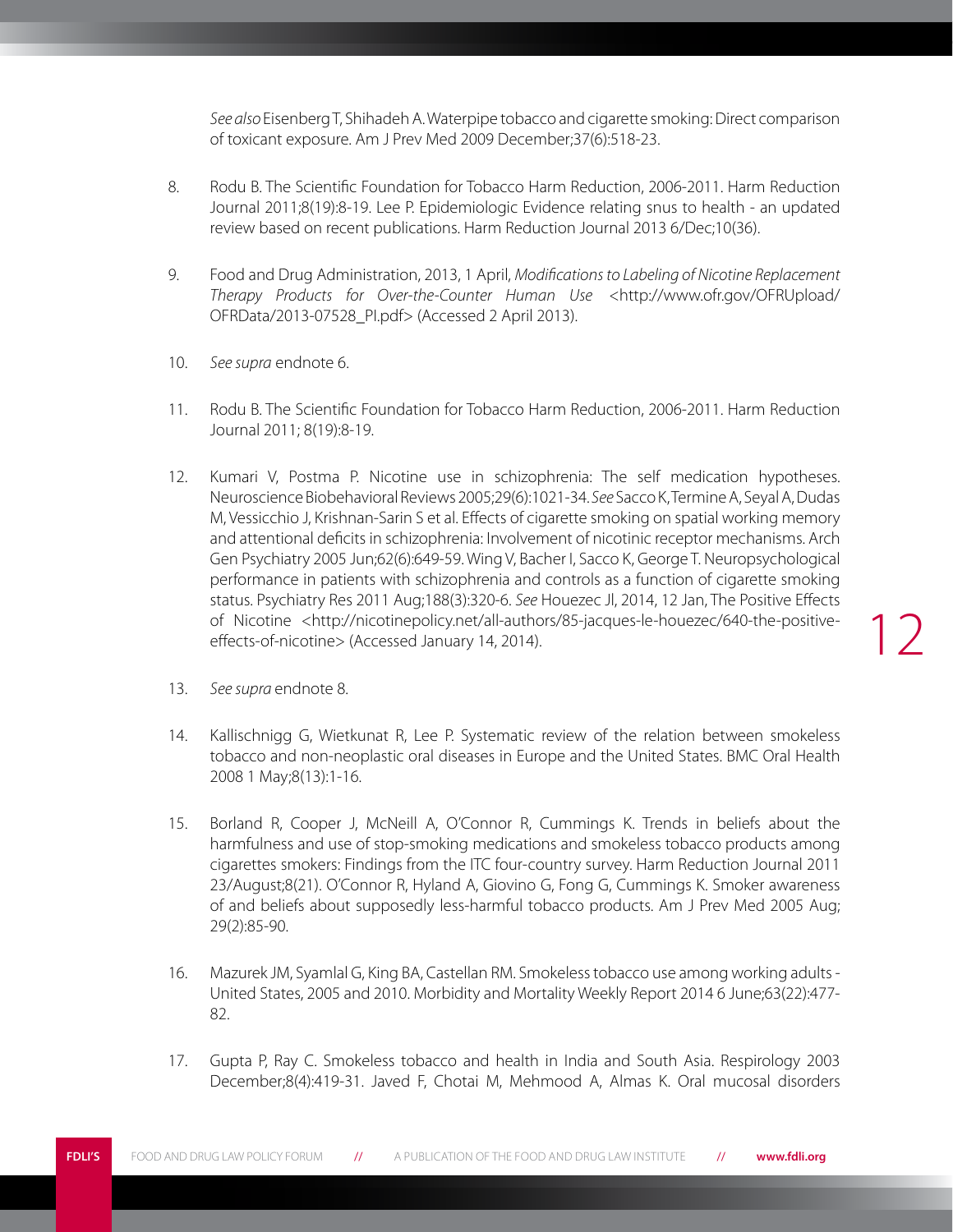*See also* Eisenberg T, Shihadeh A. Waterpipe tobacco and cigarette smoking: Direct comparison of toxicant exposure. Am J Prev Med 2009 December;37(6):518-23.

8. Rodu B. The Scientific Foundation for Tobacco Harm Reduction, 2006-2011. Harm Reduction Journal 2011;8(19):8-19. Lee P. Epidemiologic Evidence relating snus to health - an updated review based on recent publications. Harm Reduction Journal 2013 6/Dec;10(36).

9. Food and Drug Administration, 2013, 1 April, *Modifications to Labeling of Nicotine Replacement Therapy Products for Over-the-Counter Human Use* <http://www.ofr.gov/OFRUpload/OFRData/2013-07528_PI.pdf> (Accessed 2 April 2013).

10. *See supra* endnote 6.

11. Rodu B. The Scientific Foundation for Tobacco Harm Reduction, 2006-2011. Harm Reduction Journal 2011; 8(19):8-19.

12. Kumari V, Postma P. Nicotine use in schizophrenia: The self medication hypotheses. Neuroscience Biobehavioral Reviews 2005;29(6):1021-34. *See* Sacco K, Termine A, Seyal A, Dudas M, Vessicchio J, Krishnan-Sarin S et al. Effects of cigarette smoking on spatial working memory and attentional deficits in schizophrenia: Involvement of nicotinic receptor mechanisms. Arch Gen Psychiatry 2005 Jun;62(6):649-59. Wing V, Bacher I, Sacco K, George T. Neuropsychological performance in patients with schizophrenia and controls as a function of cigarette smoking status. Psychiatry Res 2011 Aug;188(3):320-6. *See* Houezec Jl, 2014, 12 Jan, The Positive Effects of Nicotine <http://nicotinepolicy.net/all-authors/85-jacques-le-houezec/640-the-positive-effects-of-nicotine> (Accessed January 14, 2014).

13. *See supra* endnote 8.

14. Kallischnigg G, Wietkunat R, Lee P. Systematic review of the relation between smokeless tobacco and non-neoplastic oral diseases in Europe and the United States. BMC Oral Health 2008 1 May;8(13):1-16.

15. Borland R, Cooper J, McNeill A, O'Connor R, Cummings K. Trends in beliefs about the harmfulness and use of stop-smoking medications and smokeless tobacco products among cigarettes smokers: Findings from the ITC four-country survey. Harm Reduction Journal 2011 23/August;8(21). O'Connor R, Hyland A, Giovino G, Fong G, Cummings K. Smoker awareness of and beliefs about supposedly less-harmful tobacco products. Am J Prev Med 2005 Aug; 29(2):85-90.

16. Mazurek JM, Syamlal G, King BA, Castellan RM. Smokeless tobacco use among working adults - United States, 2005 and 2010. Morbidity and Mortality Weekly Report 2014 6 June;63(22):477-82.

17. Gupta P, Ray C. Smokeless tobacco and health in India and South Asia. Respirology 2003 December;8(4):419-31. Javed F, Chotai M, Mehmood A, Almas K. Oral mucosal disorders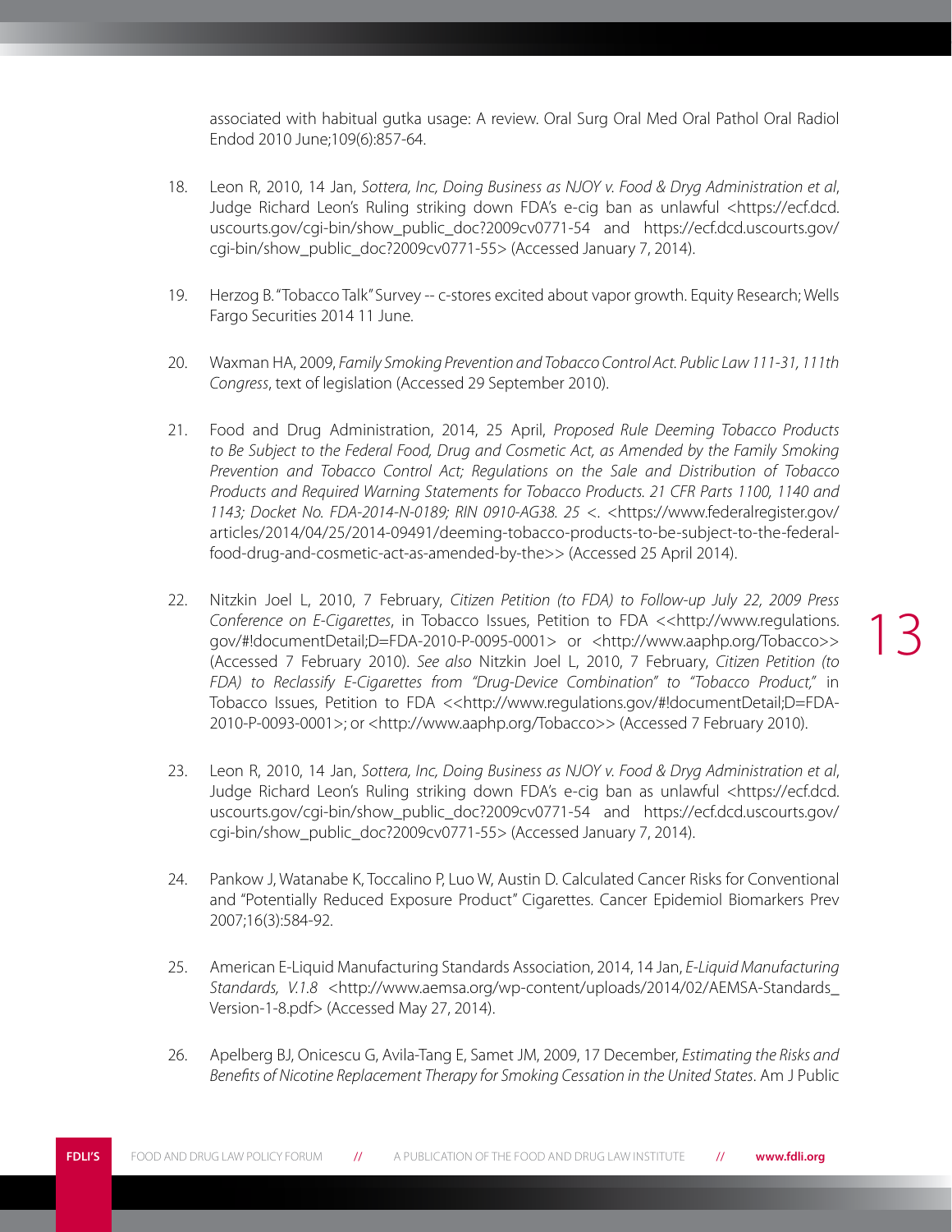associated with habitual gutka usage: A review. Oral Surg Oral Med Oral Pathol Oral Radiol Endod 2010 June;109(6):857-64.

18. Leon R, 2010, 14 Jan, *Sottera, Inc, Doing Business as NJOY v. Food & Dryg Administration et al*, Judge Richard Leon's Ruling striking down FDA's e-cig ban as unlawful <https://ecf.dcd.uscourts.gov/cgi-bin/show_public_doc?2009cv0771-54 and https://ecf.dcd.uscourts.gov/cgi-bin/show_public_doc?2009cv0771-55> (Accessed January 7, 2014).

19. Herzog B. "Tobacco Talk" Survey -- c-stores excited about vapor growth. Equity Research; Wells Fargo Securities 2014 11 June.

20. Waxman HA, 2009, *Family Smoking Prevention and Tobacco Control Act. Public Law 111-31, 111th Congress*, text of legislation (Accessed 29 September 2010).

21. Food and Drug Administration, 2014, 25 April, *Proposed Rule Deeming Tobacco Products to Be Subject to the Federal Food, Drug and Cosmetic Act, as Amended by the Family Smoking Prevention and Tobacco Control Act; Regulations on the Sale and Distribution of Tobacco Products and Required Warning Statements for Tobacco Products. 21 CFR Parts 1100, 1140 and 1143; Docket No. FDA-2014-N-0189; RIN 0910-AG38. 25 <*. <https://www.federalregister.gov/articles/2014/04/25/2014-09491/deeming-tobacco-products-to-be-subject-to-the-federal-food-drug-and-cosmetic-act-as-amended-by-the>> (Accessed 25 April 2014).

22. Nitzkin Joel L, 2010, 7 February, *Citizen Petition (to FDA) to Follow-up July 22, 2009 Press Conference on E-Cigarettes*, in Tobacco Issues, Petition to FDA <<http://www.regulations.gov/#!documentDetail;D=FDA-2010-P-0095-0001> or <http://www.aaphp.org/Tobacco>> (Accessed 7 February 2010). *See also* Nitzkin Joel L, 2010, 7 February, *Citizen Petition (to FDA) to Reclassify E-Cigarettes from "Drug-Device Combination" to "Tobacco Product,"* in Tobacco Issues, Petition to FDA <<http://www.regulations.gov/#!documentDetail;D=FDA-2010-P-0093-0001>; or <http://www.aaphp.org/Tobacco>> (Accessed 7 February 2010).

23. Leon R, 2010, 14 Jan, *Sottera, Inc, Doing Business as NJOY v. Food & Dryg Administration et al*, Judge Richard Leon's Ruling striking down FDA's e-cig ban as unlawful <https://ecf.dcd.uscourts.gov/cgi-bin/show_public_doc?2009cv0771-54 and https://ecf.dcd.uscourts.gov/cgi-bin/show_public_doc?2009cv0771-55> (Accessed January 7, 2014).

24. Pankow J, Watanabe K, Toccalino P, Luo W, Austin D. Calculated Cancer Risks for Conventional and "Potentially Reduced Exposure Product" Cigarettes. Cancer Epidemiol Biomarkers Prev 2007;16(3):584-92.

25. American E-Liquid Manufacturing Standards Association, 2014, 14 Jan, *E-Liquid Manufacturing Standards, V.1.8* <http://www.aemsa.org/wp-content/uploads/2014/02/AEMSA-Standards_Version-1-8.pdf> (Accessed May 27, 2014).

26. Apelberg BJ, Onicescu G, Avila-Tang E, Samet JM, 2009, 17 December, *Estimating the Risks and Benefits of Nicotine Replacement Therapy for Smoking Cessation in the United States*. Am J Public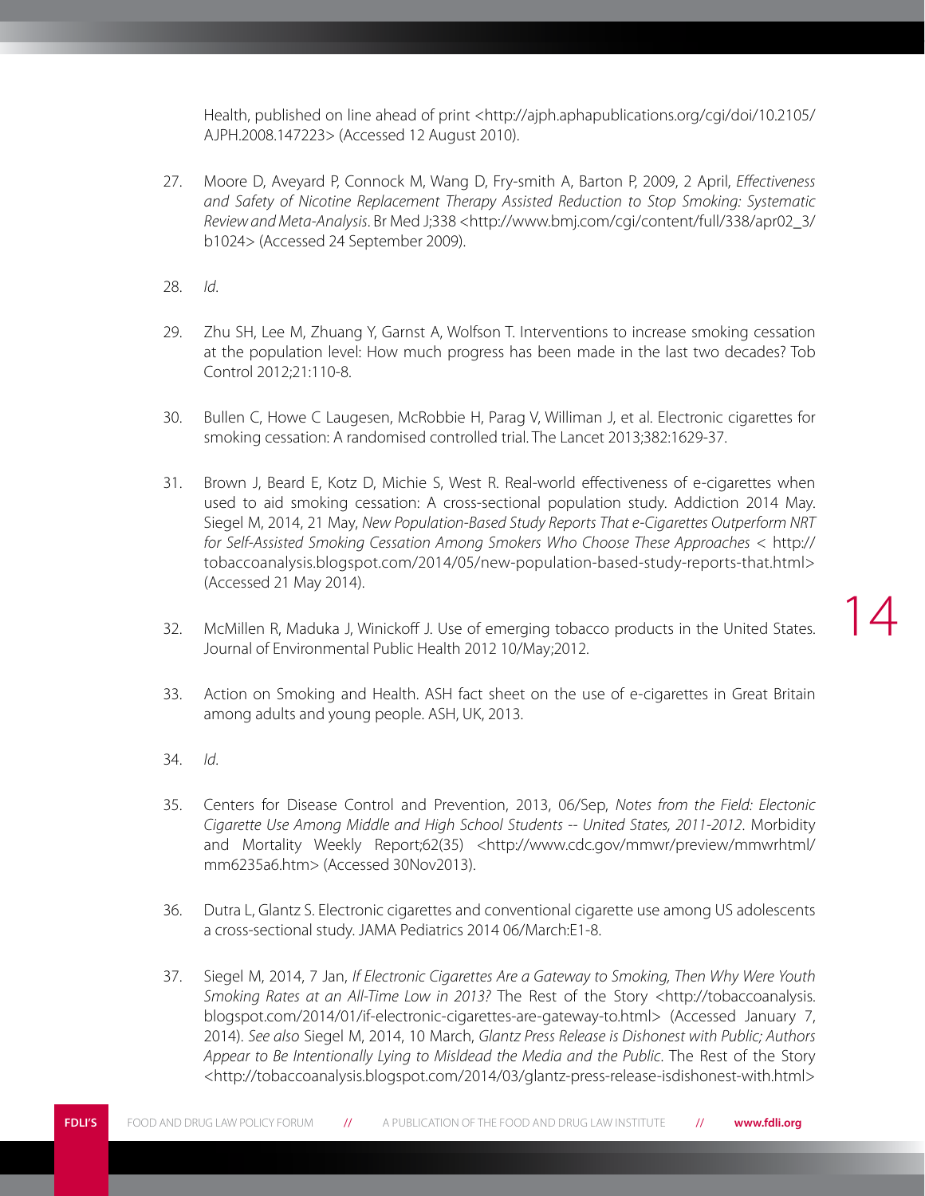Health, published on line ahead of print <http://ajph.aphapublications.org/cgi/doi/10.2105/AJPH.2008.147223> (Accessed 12 August 2010).

27. Moore D, Aveyard P, Connock M, Wang D, Fry-smith A, Barton P, 2009, 2 April, *Effectiveness and Safety of Nicotine Replacement Therapy Assisted Reduction to Stop Smoking: Systematic Review and Meta-Analysis*. Br Med J;338 <http://www.bmj.com/cgi/content/full/338/apr02_3/b1024> (Accessed 24 September 2009).

28. *Id*.

29. Zhu SH, Lee M, Zhuang Y, Garnst A, Wolfson T. Interventions to increase smoking cessation at the population level: How much progress has been made in the last two decades? Tob Control 2012;21:110-8.

30. Bullen C, Howe C Laugesen, McRobbie H, Parag V, Williman J, et al. Electronic cigarettes for smoking cessation: A randomised controlled trial. The Lancet 2013;382:1629-37.

31. Brown J, Beard E, Kotz D, Michie S, West R. Real-world effectiveness of e-cigarettes when used to aid smoking cessation: A cross-sectional population study. Addiction 2014 May. Siegel M, 2014, 21 May, *New Population-Based Study Reports That e-Cigarettes Outperform NRT for Self-Assisted Smoking Cessation Among Smokers Who Choose These Approaches* < http://tobaccoanalysis.blogspot.com/2014/05/new-population-based-study-reports-that.html> (Accessed 21 May 2014).

32. McMillen R, Maduka J, Winickoff J. Use of emerging tobacco products in the United States. Journal of Environmental Public Health 2012 10/May;2012.

33. Action on Smoking and Health. ASH fact sheet on the use of e-cigarettes in Great Britain among adults and young people. ASH, UK, 2013.

34. *Id*.

35. Centers for Disease Control and Prevention, 2013, 06/Sep, *Notes from the Field: Electonic Cigarette Use Among Middle and High School Students -- United States, 2011-2012*. Morbidity and Mortality Weekly Report;62(35) <http://www.cdc.gov/mmwr/preview/mmwrhtml/mm6235a6.htm> (Accessed 30Nov2013).

36. Dutra L, Glantz S. Electronic cigarettes and conventional cigarette use among US adolescents a cross-sectional study. JAMA Pediatrics 2014 06/March:E1-8.

37. Siegel M, 2014, 7 Jan, *If Electronic Cigarettes Are a Gateway to Smoking, Then Why Were Youth Smoking Rates at an All-Time Low in 2013?* The Rest of the Story <http://tobaccoanalysis.blogspot.com/2014/01/if-electronic-cigarettes-are-gateway-to.html> (Accessed January 7, 2014). *See also* Siegel M, 2014, 10 March, *Glantz Press Release is Dishonest with Public; Authors Appear to Be Intentionally Lying to Misldead the Media and the Public*. The Rest of the Story <http://tobaccoanalysis.blogspot.com/2014/03/glantz-press-release-isdishonest-with.html>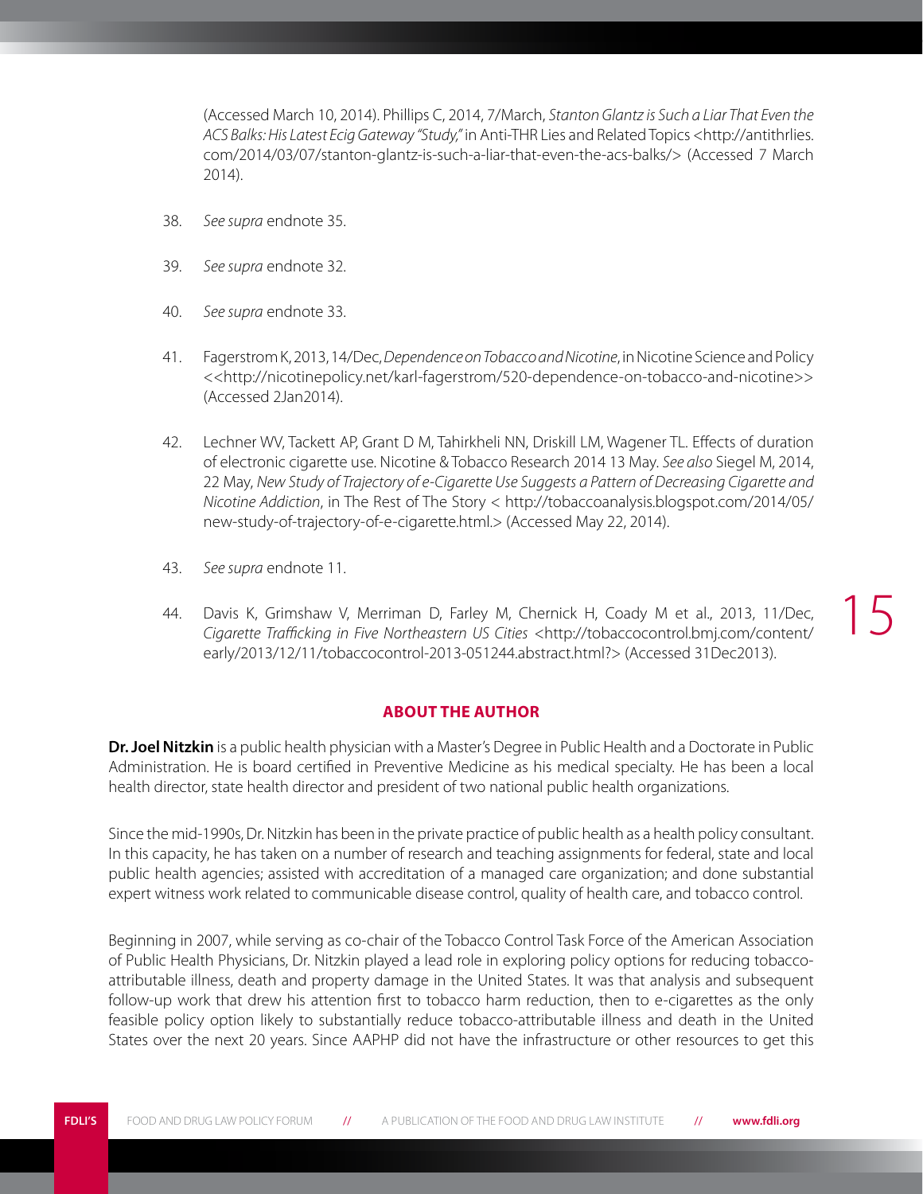(Accessed March 10, 2014). Phillips C, 2014, 7/March, *Stanton Glantz is Such a Liar That Even the ACS Balks: His Latest Ecig Gateway "Study,"* in Anti-THR Lies and Related Topics <http://antithrlies.com/2014/03/07/stanton-glantz-is-such-a-liar-that-even-the-acs-balks/> (Accessed 7 March 2014).

38. *See supra* endnote 35.

39. *See supra* endnote 32.

40. *See supra* endnote 33.

41. Fagerstrom K, 2013, 14/Dec, *Dependence on Tobacco and Nicotine*, in Nicotine Science and Policy <<http://nicotinepolicy.net/karl-fagerstrom/520-dependence-on-tobacco-and-nicotine>> (Accessed 2Jan2014).

42. Lechner WV, Tackett AP, Grant D M, Tahirkheli NN, Driskill LM, Wagener TL. Effects of duration of electronic cigarette use. Nicotine & Tobacco Research 2014 13 May. *See also* Siegel M, 2014, 22 May, *New Study of Trajectory of e-Cigarette Use Suggests a Pattern of Decreasing Cigarette and Nicotine Addiction*, in The Rest of The Story < http://tobaccoanalysis.blogspot.com/2014/05/new-study-of-trajectory-of-e-cigarette.html.> (Accessed May 22, 2014).

43. *See supra* endnote 11.

44. Davis K, Grimshaw V, Merriman D, Farley M, Chernick H, Coady M et al., 2013, 11/Dec, *Cigarette Trafficking in Five Northeastern US Cities* <http://tobaccocontrol.bmj.com/content/early/2013/12/11/tobaccocontrol-2013-051244.abstract.html?> (Accessed 31Dec2013).

## ABOUT THE AUTHOR

**Dr. Joel Nitzkin** is a public health physician with a Master's Degree in Public Health and a Doctorate in Public Administration. He is board certified in Preventive Medicine as his medical specialty. He has been a local health director, state health director and president of two national public health organizations.

Since the mid-1990s, Dr. Nitzkin has been in the private practice of public health as a health policy consultant. In this capacity, he has taken on a number of research and teaching assignments for federal, state and local public health agencies; assisted with accreditation of a managed care organization; and done substantial expert witness work related to communicable disease control, quality of health care, and tobacco control.

Beginning in 2007, while serving as co-chair of the Tobacco Control Task Force of the American Association of Public Health Physicians, Dr. Nitzkin played a lead role in exploring policy options for reducing tobacco-attributable illness, death and property damage in the United States. It was that analysis and subsequent follow-up work that drew his attention first to tobacco harm reduction, then to e-cigarettes as the only feasible policy option likely to substantially reduce tobacco-attributable illness and death in the United States over the next 20 years. Since AAPHP did not have the infrastructure or other resources to get this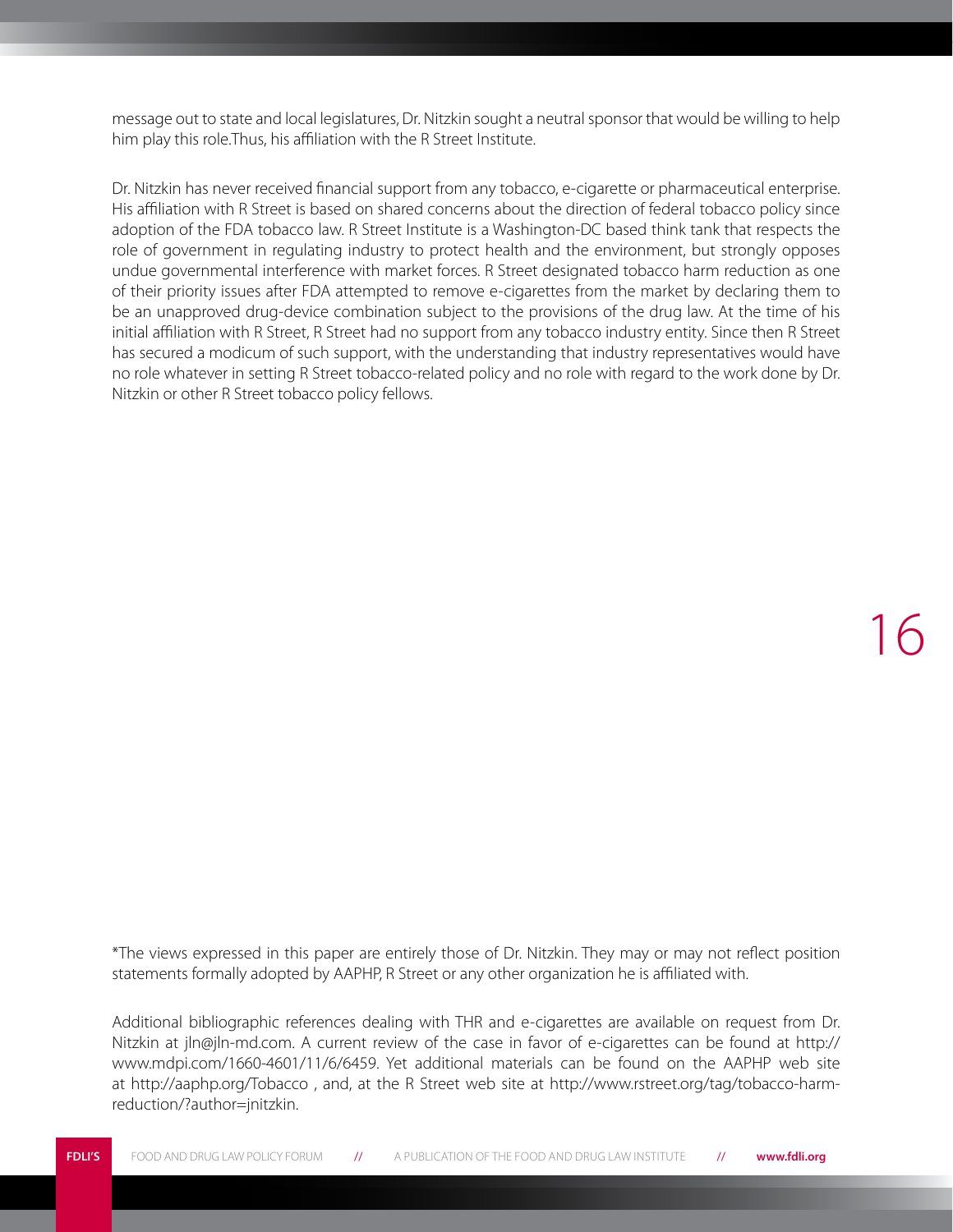message out to state and local legislatures, Dr. Nitzkin sought a neutral sponsor that would be willing to help him play this role.Thus, his affiliation with the R Street Institute.

Dr. Nitzkin has never received financial support from any tobacco, e-cigarette or pharmaceutical enterprise. His affiliation with R Street is based on shared concerns about the direction of federal tobacco policy since adoption of the FDA tobacco law. R Street Institute is a Washington-DC based think tank that respects the role of government in regulating industry to protect health and the environment, but strongly opposes undue governmental interference with market forces. R Street designated tobacco harm reduction as one of their priority issues after FDA attempted to remove e-cigarettes from the market by declaring them to be an unapproved drug-device combination subject to the provisions of the drug law. At the time of his initial affiliation with R Street, R Street had no support from any tobacco industry entity. Since then R Street has secured a modicum of such support, with the understanding that industry representatives would have no role whatever in setting R Street tobacco-related policy and no role with regard to the work done by Dr. Nitzkin or other R Street tobacco policy fellows.

*The views expressed in this paper are entirely those of Dr. Nitzkin. They may or may not reflect position statements formally adopted by AAPHP, R Street or any other organization he is affiliated with.

Additional bibliographic references dealing with THR and e-cigarettes are available on request from Dr. Nitzkin at jln@jln-md.com. A current review of the case in favor of e-cigarettes can be found at http://www.mdpi.com/1660-4601/11/6/6459. Yet additional materials can be found on the AAPHP web site at http://aaphp.org/Tobacco , and, at the R Street web site at http://www.rstreet.org/tag/tobacco-harm-reduction/?author=jnitzkin.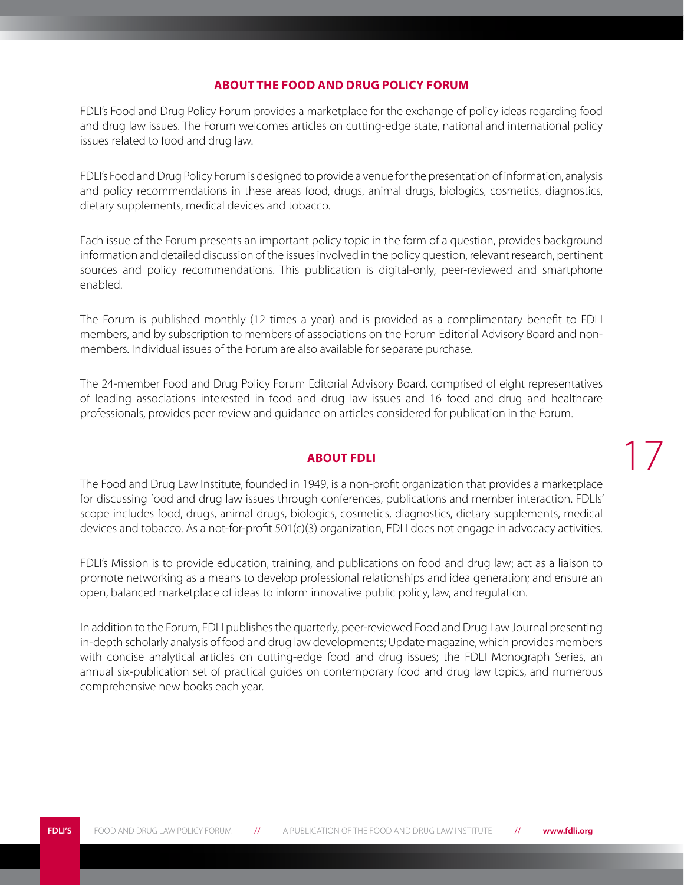## ABOUT THE FOOD AND DRUG POLICY FORUM

FDLI's Food and Drug Policy Forum provides a marketplace for the exchange of policy ideas regarding food and drug law issues. The Forum welcomes articles on cutting-edge state, national and international policy issues related to food and drug law.

FDLI's Food and Drug Policy Forum is designed to provide a venue for the presentation of information, analysis and policy recommendations in these areas food, drugs, animal drugs, biologics, cosmetics, diagnostics, dietary supplements, medical devices and tobacco.

Each issue of the Forum presents an important policy topic in the form of a question, provides background information and detailed discussion of the issues involved in the policy question, relevant research, pertinent sources and policy recommendations. This publication is digital-only, peer-reviewed and smartphone enabled.

The Forum is published monthly (12 times a year) and is provided as a complimentary benefit to FDLI members, and by subscription to members of associations on the Forum Editorial Advisory Board and non-members. Individual issues of the Forum are also available for separate purchase.

The 24-member Food and Drug Policy Forum Editorial Advisory Board, comprised of eight representatives of leading associations interested in food and drug law issues and 16 food and drug and healthcare professionals, provides peer review and guidance on articles considered for publication in the Forum.

## ABOUT FDLI

The Food and Drug Law Institute, founded in 1949, is a non-profit organization that provides a marketplace for discussing food and drug law issues through conferences, publications and member interaction. FDLIs' scope includes food, drugs, animal drugs, biologics, cosmetics, diagnostics, dietary supplements, medical devices and tobacco. As a not-for-profit 501(c)(3) organization, FDLI does not engage in advocacy activities.

FDLI's Mission is to provide education, training, and publications on food and drug law; act as a liaison to promote networking as a means to develop professional relationships and idea generation; and ensure an open, balanced marketplace of ideas to inform innovative public policy, law, and regulation.

In addition to the Forum, FDLI publishes the quarterly, peer-reviewed Food and Drug Law Journal presenting in-depth scholarly analysis of food and drug law developments; Update magazine, which provides members with concise analytical articles on cutting-edge food and drug issues; the FDLI Monograph Series, an annual six-publication set of practical guides on contemporary food and drug law topics, and numerous comprehensive new books each year.